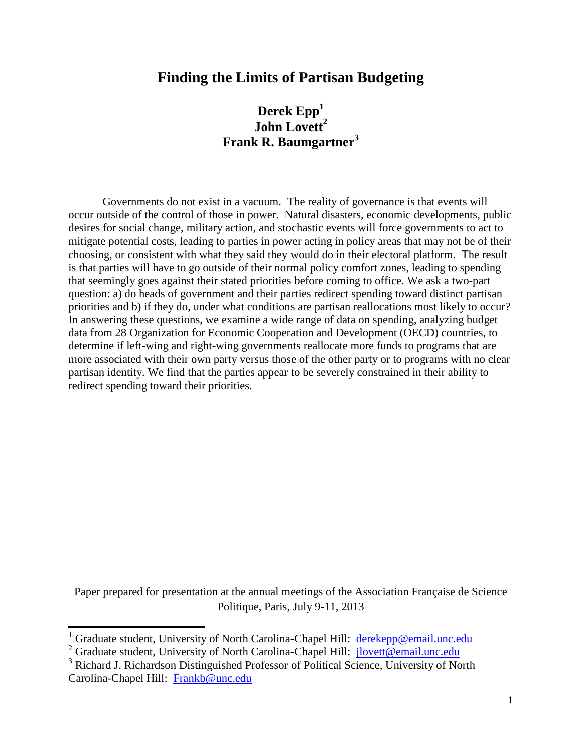# Finding the Limits of Partisan Budgeting

**Derek Epp[1]**
**John Lovett[2]**
**Frank R. Baumgartner[3]**

Governments do not exist in a vacuum. The reality of governance is that events will occur outside of the control of those in power. Natural disasters, economic developments, public desires for social change, military action, and stochastic events will force governments to act to mitigate potential costs, leading to parties in power acting in policy areas that may not be of their choosing, or consistent with what they said they would do in their electoral platform. The result is that parties will have to go outside of their normal policy comfort zones, leading to spending that seemingly goes against their stated priorities before coming to office. We ask a two-part question: a) do heads of government and their parties redirect spending toward distinct partisan priorities and b) if they do, under what conditions are partisan reallocations most likely to occur? In answering these questions, we examine a wide range of data on spending, analyzing budget data from 28 Organization for Economic Cooperation and Development (OECD) countries, to determine if left-wing and right-wing governments reallocate more funds to programs that are more associated with their own party versus those of the other party or to programs with no clear partisan identity. We find that the parties appear to be severely constrained in their ability to redirect spending toward their priorities.

Paper prepared for presentation at the annual meetings of the Association Française de Science Politique, Paris, July 9-11, 2013

[1] Graduate student, University of North Carolina-Chapel Hill: derekepp@email.unc.edu

[2] Graduate student, University of North Carolina-Chapel Hill: jlovett@email.unc.edu

[3] Richard J. Richardson Distinguished Professor of Political Science, University of North Carolina-Chapel Hill: Frankb@unc.edu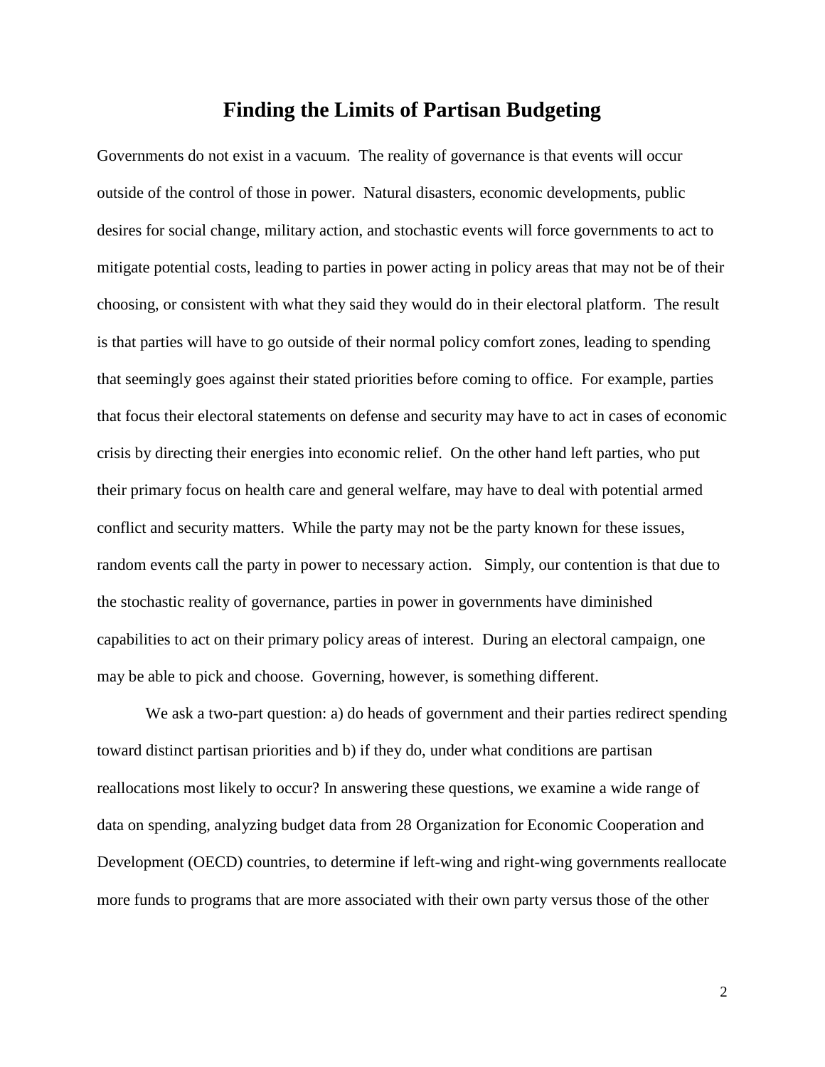# Finding the Limits of Partisan Budgeting

Governments do not exist in a vacuum. The reality of governance is that events will occur outside of the control of those in power. Natural disasters, economic developments, public desires for social change, military action, and stochastic events will force governments to act to mitigate potential costs, leading to parties in power acting in policy areas that may not be of their choosing, or consistent with what they said they would do in their electoral platform. The result is that parties will have to go outside of their normal policy comfort zones, leading to spending that seemingly goes against their stated priorities before coming to office. For example, parties that focus their electoral statements on defense and security may have to act in cases of economic crisis by directing their energies into economic relief. On the other hand left parties, who put their primary focus on health care and general welfare, may have to deal with potential armed conflict and security matters. While the party may not be the party known for these issues, random events call the party in power to necessary action. Simply, our contention is that due to the stochastic reality of governance, parties in power in governments have diminished capabilities to act on their primary policy areas of interest. During an electoral campaign, one may be able to pick and choose. Governing, however, is something different.

We ask a two-part question: a) do heads of government and their parties redirect spending toward distinct partisan priorities and b) if they do, under what conditions are partisan reallocations most likely to occur? In answering these questions, we examine a wide range of data on spending, analyzing budget data from 28 Organization for Economic Cooperation and Development (OECD) countries, to determine if left-wing and right-wing governments reallocate more funds to programs that are more associated with their own party versus those of the other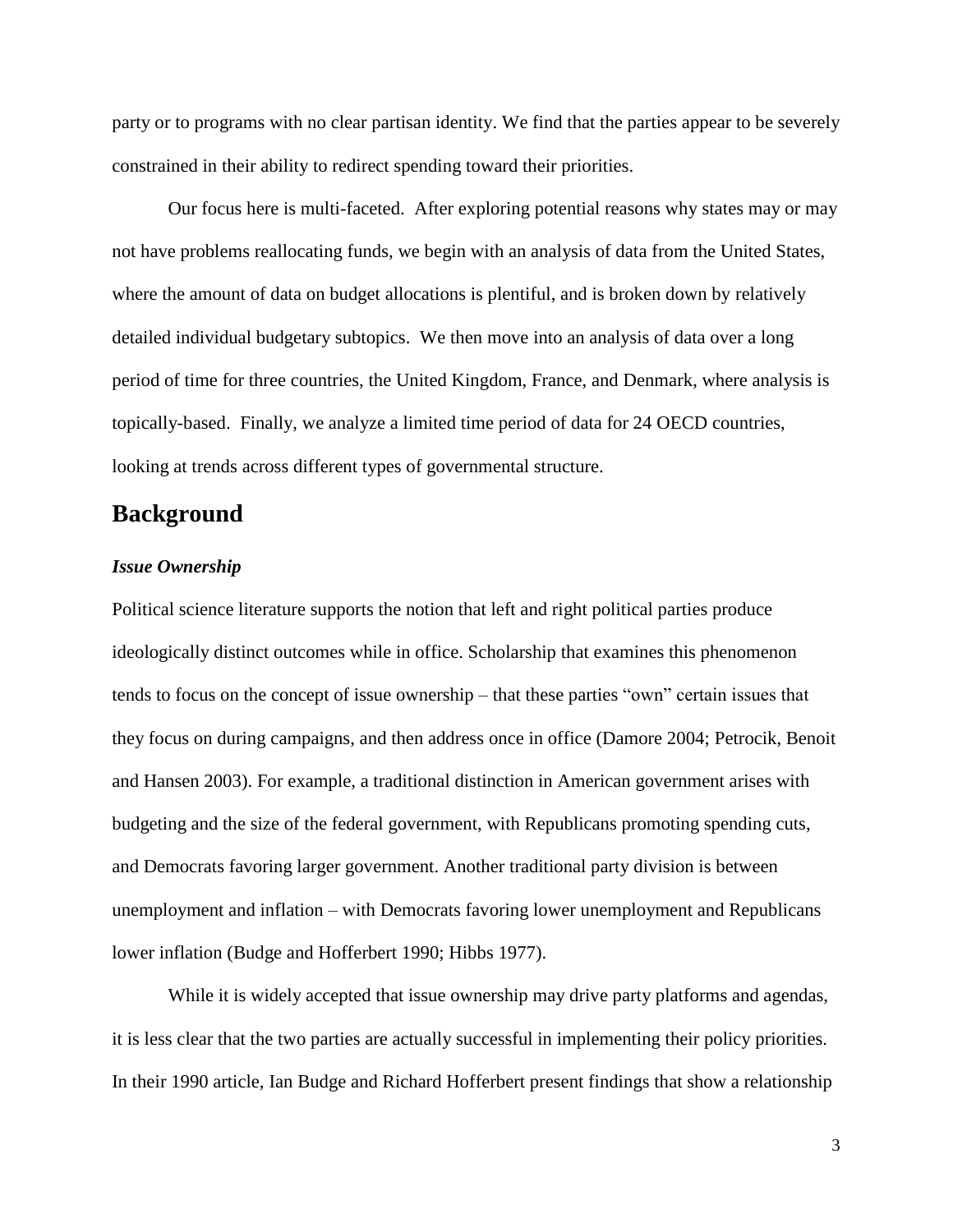party or to programs with no clear partisan identity. We find that the parties appear to be severely constrained in their ability to redirect spending toward their priorities.

Our focus here is multi-faceted. After exploring potential reasons why states may or may not have problems reallocating funds, we begin with an analysis of data from the United States, where the amount of data on budget allocations is plentiful, and is broken down by relatively detailed individual budgetary subtopics. We then move into an analysis of data over a long period of time for three countries, the United Kingdom, France, and Denmark, where analysis is topically-based. Finally, we analyze a limited time period of data for 24 OECD countries, looking at trends across different types of governmental structure.

## Background

### *Issue Ownership*

Political science literature supports the notion that left and right political parties produce ideologically distinct outcomes while in office. Scholarship that examines this phenomenon tends to focus on the concept of issue ownership – that these parties "own" certain issues that they focus on during campaigns, and then address once in office (Damore 2004; Petrocik, Benoit and Hansen 2003). For example, a traditional distinction in American government arises with budgeting and the size of the federal government, with Republicans promoting spending cuts, and Democrats favoring larger government. Another traditional party division is between unemployment and inflation – with Democrats favoring lower unemployment and Republicans lower inflation (Budge and Hofferbert 1990; Hibbs 1977).

While it is widely accepted that issue ownership may drive party platforms and agendas, it is less clear that the two parties are actually successful in implementing their policy priorities. In their 1990 article, Ian Budge and Richard Hofferbert present findings that show a relationship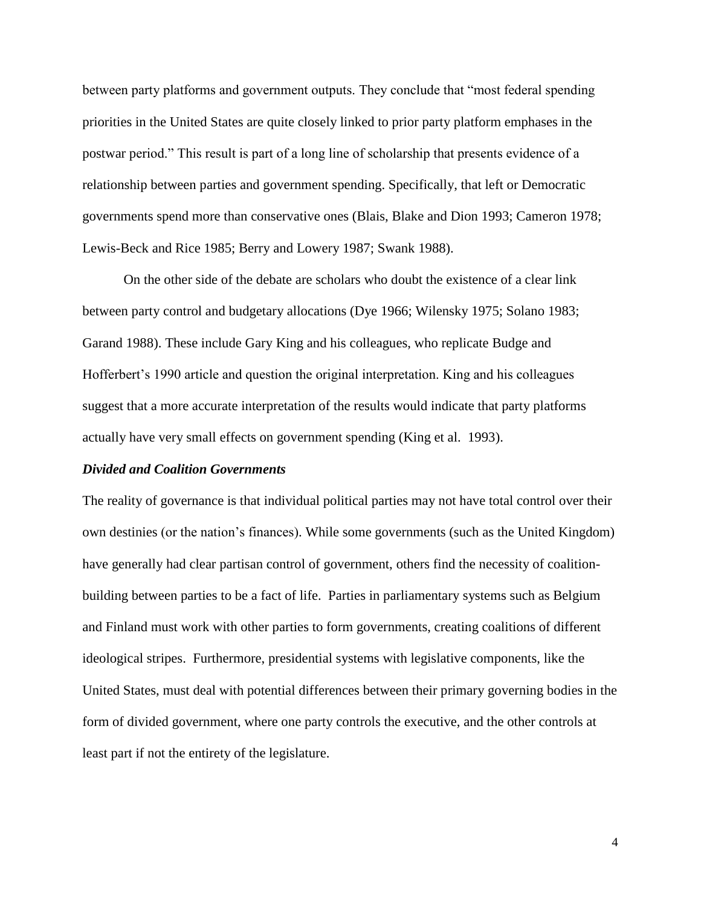between party platforms and government outputs. They conclude that "most federal spending priorities in the United States are quite closely linked to prior party platform emphases in the postwar period." This result is part of a long line of scholarship that presents evidence of a relationship between parties and government spending. Specifically, that left or Democratic governments spend more than conservative ones (Blais, Blake and Dion 1993; Cameron 1978; Lewis-Beck and Rice 1985; Berry and Lowery 1987; Swank 1988).

On the other side of the debate are scholars who doubt the existence of a clear link between party control and budgetary allocations (Dye 1966; Wilensky 1975; Solano 1983; Garand 1988). These include Gary King and his colleagues, who replicate Budge and Hofferbert's 1990 article and question the original interpretation. King and his colleagues suggest that a more accurate interpretation of the results would indicate that party platforms actually have very small effects on government spending (King et al. 1993).

### *Divided and Coalition Governments*

The reality of governance is that individual political parties may not have total control over their own destinies (or the nation's finances). While some governments (such as the United Kingdom) have generally had clear partisan control of government, others find the necessity of coalition-building between parties to be a fact of life. Parties in parliamentary systems such as Belgium and Finland must work with other parties to form governments, creating coalitions of different ideological stripes. Furthermore, presidential systems with legislative components, like the United States, must deal with potential differences between their primary governing bodies in the form of divided government, where one party controls the executive, and the other controls at least part if not the entirety of the legislature.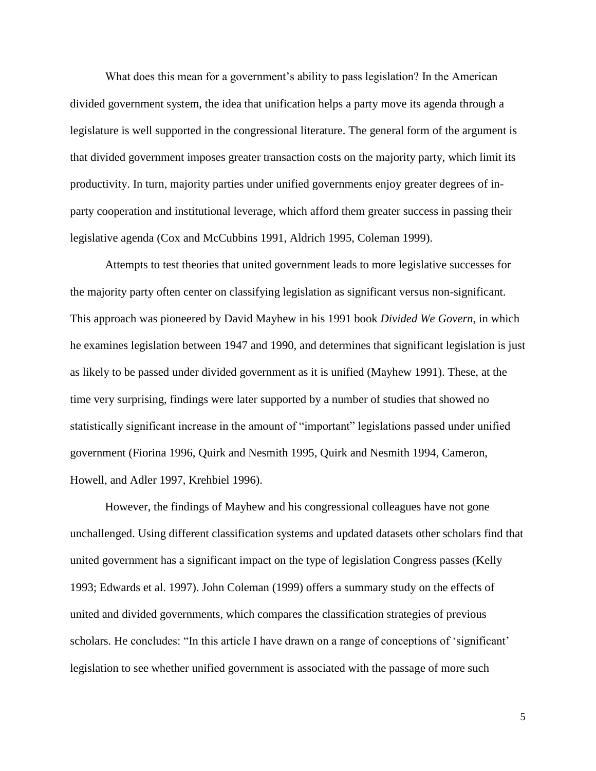What does this mean for a government's ability to pass legislation? In the American divided government system, the idea that unification helps a party move its agenda through a legislature is well supported in the congressional literature. The general form of the argument is that divided government imposes greater transaction costs on the majority party, which limit its productivity. In turn, majority parties under unified governments enjoy greater degrees of in-party cooperation and institutional leverage, which afford them greater success in passing their legislative agenda (Cox and McCubbins 1991, Aldrich 1995, Coleman 1999).

Attempts to test theories that united government leads to more legislative successes for the majority party often center on classifying legislation as significant versus non-significant. This approach was pioneered by David Mayhew in his 1991 book *Divided We Govern*, in which he examines legislation between 1947 and 1990, and determines that significant legislation is just as likely to be passed under divided government as it is unified (Mayhew 1991). These, at the time very surprising, findings were later supported by a number of studies that showed no statistically significant increase in the amount of "important" legislations passed under unified government (Fiorina 1996, Quirk and Nesmith 1995, Quirk and Nesmith 1994, Cameron, Howell, and Adler 1997, Krehbiel 1996).

However, the findings of Mayhew and his congressional colleagues have not gone unchallenged. Using different classification systems and updated datasets other scholars find that united government has a significant impact on the type of legislation Congress passes (Kelly 1993; Edwards et al. 1997). John Coleman (1999) offers a summary study on the effects of united and divided governments, which compares the classification strategies of previous scholars. He concludes: "In this article I have drawn on a range of conceptions of 'significant' legislation to see whether unified government is associated with the passage of more such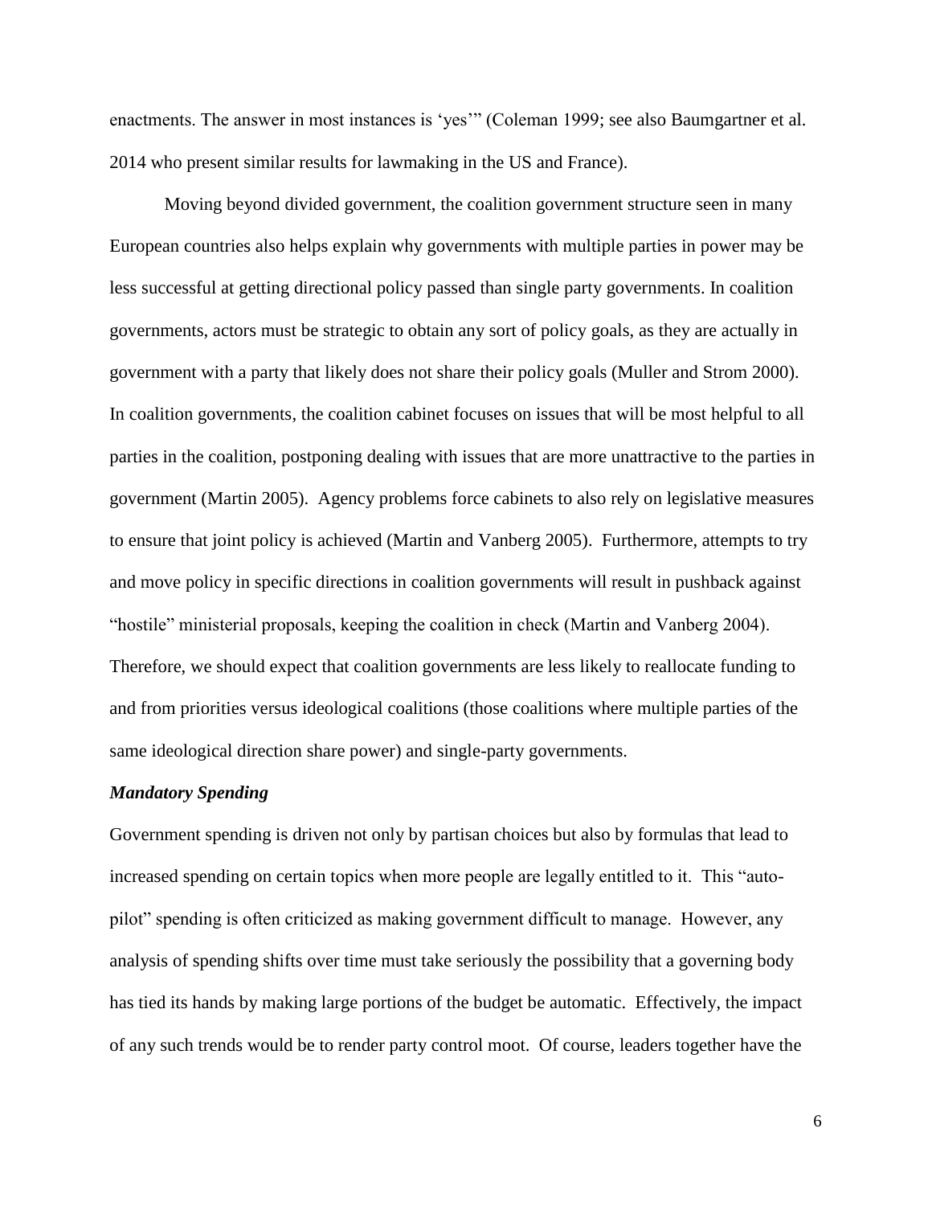enactments. The answer in most instances is 'yes'" (Coleman 1999; see also Baumgartner et al. 2014 who present similar results for lawmaking in the US and France).

Moving beyond divided government, the coalition government structure seen in many European countries also helps explain why governments with multiple parties in power may be less successful at getting directional policy passed than single party governments. In coalition governments, actors must be strategic to obtain any sort of policy goals, as they are actually in government with a party that likely does not share their policy goals (Muller and Strom 2000). In coalition governments, the coalition cabinet focuses on issues that will be most helpful to all parties in the coalition, postponing dealing with issues that are more unattractive to the parties in government (Martin 2005). Agency problems force cabinets to also rely on legislative measures to ensure that joint policy is achieved (Martin and Vanberg 2005). Furthermore, attempts to try and move policy in specific directions in coalition governments will result in pushback against "hostile" ministerial proposals, keeping the coalition in check (Martin and Vanberg 2004). Therefore, we should expect that coalition governments are less likely to reallocate funding to and from priorities versus ideological coalitions (those coalitions where multiple parties of the same ideological direction share power) and single-party governments.

### *Mandatory Spending*

Government spending is driven not only by partisan choices but also by formulas that lead to increased spending on certain topics when more people are legally entitled to it. This "auto-pilot" spending is often criticized as making government difficult to manage. However, any analysis of spending shifts over time must take seriously the possibility that a governing body has tied its hands by making large portions of the budget be automatic. Effectively, the impact of any such trends would be to render party control moot. Of course, leaders together have the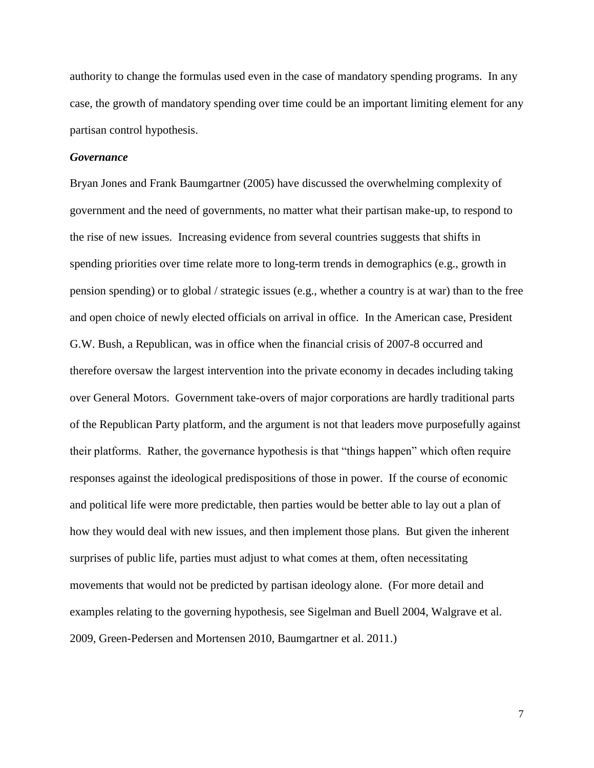authority to change the formulas used even in the case of mandatory spending programs. In any case, the growth of mandatory spending over time could be an important limiting element for any partisan control hypothesis.

***Governance***

Bryan Jones and Frank Baumgartner (2005) have discussed the overwhelming complexity of government and the need of governments, no matter what their partisan make-up, to respond to the rise of new issues. Increasing evidence from several countries suggests that shifts in spending priorities over time relate more to long-term trends in demographics (e.g., growth in pension spending) or to global / strategic issues (e.g., whether a country is at war) than to the free and open choice of newly elected officials on arrival in office. In the American case, President G.W. Bush, a Republican, was in office when the financial crisis of 2007-8 occurred and therefore oversaw the largest intervention into the private economy in decades including taking over General Motors. Government take-overs of major corporations are hardly traditional parts of the Republican Party platform, and the argument is not that leaders move purposefully against their platforms. Rather, the governance hypothesis is that "things happen" which often require responses against the ideological predispositions of those in power. If the course of economic and political life were more predictable, then parties would be better able to lay out a plan of how they would deal with new issues, and then implement those plans. But given the inherent surprises of public life, parties must adjust to what comes at them, often necessitating movements that would not be predicted by partisan ideology alone. (For more detail and examples relating to the governing hypothesis, see Sigelman and Buell 2004, Walgrave et al. 2009, Green-Pedersen and Mortensen 2010, Baumgartner et al. 2011.)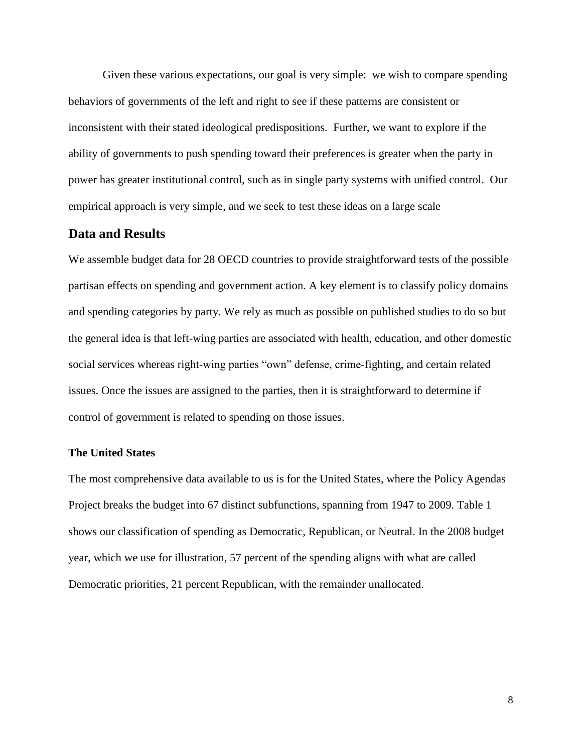Given these various expectations, our goal is very simple: we wish to compare spending behaviors of governments of the left and right to see if these patterns are consistent or inconsistent with their stated ideological predispositions. Further, we want to explore if the ability of governments to push spending toward their preferences is greater when the party in power has greater institutional control, such as in single party systems with unified control. Our empirical approach is very simple, and we seek to test these ideas on a large scale

## Data and Results

We assemble budget data for 28 OECD countries to provide straightforward tests of the possible partisan effects on spending and government action. A key element is to classify policy domains and spending categories by party. We rely as much as possible on published studies to do so but the general idea is that left-wing parties are associated with health, education, and other domestic social services whereas right-wing parties "own" defense, crime-fighting, and certain related issues. Once the issues are assigned to the parties, then it is straightforward to determine if control of government is related to spending on those issues.

### The United States

The most comprehensive data available to us is for the United States, where the Policy Agendas Project breaks the budget into 67 distinct subfunctions, spanning from 1947 to 2009. Table 1 shows our classification of spending as Democratic, Republican, or Neutral. In the 2008 budget year, which we use for illustration, 57 percent of the spending aligns with what are called Democratic priorities, 21 percent Republican, with the remainder unallocated.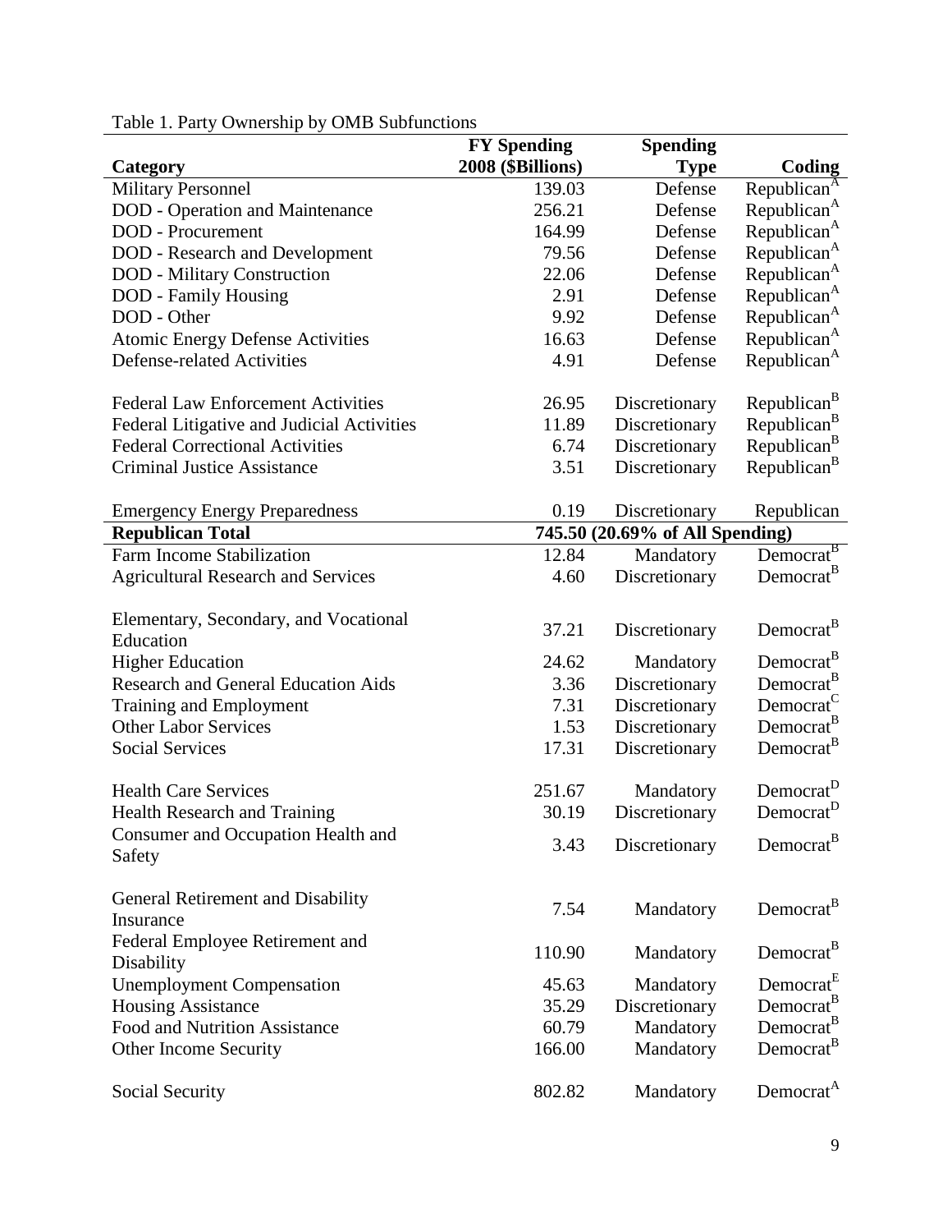Table 1. Party Ownership by OMB Subfunctions

| Category | FY Spending 2008 ($Billions) | Spending Type | Coding |
|---|---|---|---|
| Military Personnel | 139.03 | Defense | Republican[A] |
| DOD - Operation and Maintenance | 256.21 | Defense | Republican[A] |
| DOD - Procurement | 164.99 | Defense | Republican[A] |
| DOD - Research and Development | 79.56 | Defense | Republican[A] |
| DOD - Military Construction | 22.06 | Defense | Republican[A] |
| DOD - Family Housing | 2.91 | Defense | Republican[A] |
| DOD - Other | 9.92 | Defense | Republican[A] |
| Atomic Energy Defense Activities | 16.63 | Defense | Republican[A] |
| Defense-related Activities | 4.91 | Defense | Republican[A] |
| Federal Law Enforcement Activities | 26.95 | Discretionary | Republican[B] |
| Federal Litigative and Judicial Activities | 11.89 | Discretionary | Republican[B] |
| Federal Correctional Activities | 6.74 | Discretionary | Republican[B] |
| Criminal Justice Assistance | 3.51 | Discretionary | Republican[B] |
| Emergency Energy Preparedness | 0.19 | Discretionary | Republican |
| **Republican Total** | **745.50 (20.69% of All Spending)** | | |
| Farm Income Stabilization | 12.84 | Mandatory | Democrat[B] |
| Agricultural Research and Services | 4.60 | Discretionary | Democrat[B] |
| Elementary, Secondary, and Vocational Education | 37.21 | Discretionary | Democrat[B] |
| Higher Education | 24.62 | Mandatory | Democrat[B] |
| Research and General Education Aids | 3.36 | Discretionary | Democrat[B] |
| Training and Employment | 7.31 | Discretionary | Democrat[C] |
| Other Labor Services | 1.53 | Discretionary | Democrat[B] |
| Social Services | 17.31 | Discretionary | Democrat[B] |
| Health Care Services | 251.67 | Mandatory | Democrat[D] |
| Health Research and Training | 30.19 | Discretionary | Democrat[D] |
| Consumer and Occupation Health and Safety | 3.43 | Discretionary | Democrat[B] |
| General Retirement and Disability Insurance | 7.54 | Mandatory | Democrat[B] |
| Federal Employee Retirement and Disability | 110.90 | Mandatory | Democrat[B] |
| Unemployment Compensation | 45.63 | Mandatory | Democrat[E] |
| Housing Assistance | 35.29 | Discretionary | Democrat[B] |
| Food and Nutrition Assistance | 60.79 | Mandatory | Democrat[B] |
| Other Income Security | 166.00 | Mandatory | Democrat[B] |
| Social Security | 802.82 | Mandatory | Democrat[A] |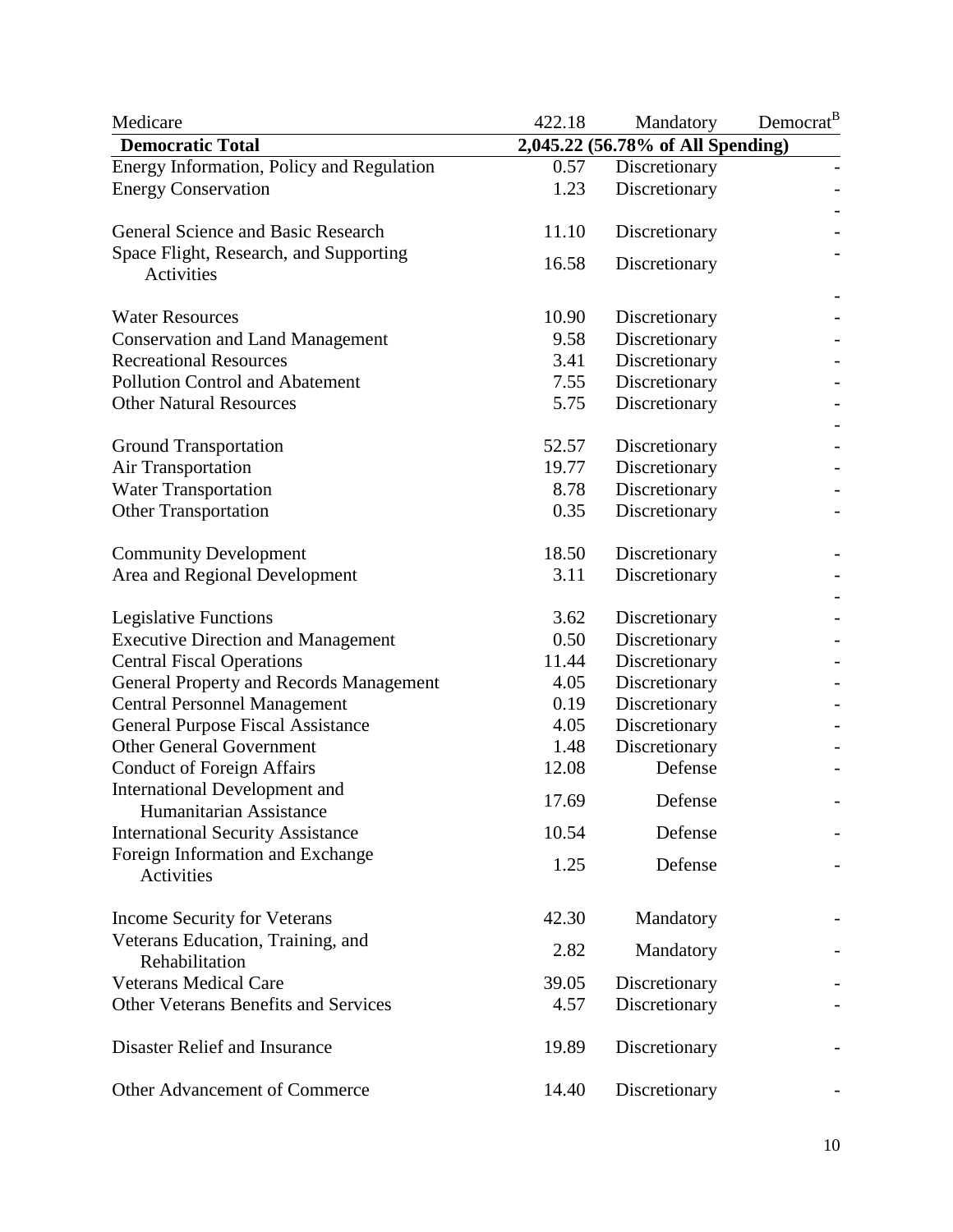| | | | |
|---|---|---|---|
| Medicare | 422.18 | Mandatory | Democrat[B] |
| **Democratic Total** | **2,045.22 (56.78% of All Spending)** | | |
| Energy Information, Policy and Regulation | 0.57 | Discretionary | - |
| Energy Conservation | 1.23 | Discretionary | - |
| | | | - |
| General Science and Basic Research | 11.10 | Discretionary | - |
| Space Flight, Research, and Supporting Activities | 16.58 | Discretionary | - |
| | | | - |
| Water Resources | 10.90 | Discretionary | - |
| Conservation and Land Management | 9.58 | Discretionary | - |
| Recreational Resources | 3.41 | Discretionary | - |
| Pollution Control and Abatement | 7.55 | Discretionary | - |
| Other Natural Resources | 5.75 | Discretionary | - |
| | | | - |
| Ground Transportation | 52.57 | Discretionary | - |
| Air Transportation | 19.77 | Discretionary | - |
| Water Transportation | 8.78 | Discretionary | - |
| Other Transportation | 0.35 | Discretionary | - |
| | | | |
| Community Development | 18.50 | Discretionary | - |
| Area and Regional Development | 3.11 | Discretionary | - |
| | | | - |
| Legislative Functions | 3.62 | Discretionary | - |
| Executive Direction and Management | 0.50 | Discretionary | - |
| Central Fiscal Operations | 11.44 | Discretionary | - |
| General Property and Records Management | 4.05 | Discretionary | - |
| Central Personnel Management | 0.19 | Discretionary | - |
| General Purpose Fiscal Assistance | 4.05 | Discretionary | - |
| Other General Government | 1.48 | Discretionary | - |
| Conduct of Foreign Affairs | 12.08 | Defense | - |
| International Development and Humanitarian Assistance | 17.69 | Defense | - |
| International Security Assistance | 10.54 | Defense | - |
| Foreign Information and Exchange Activities | 1.25 | Defense | - |
| | | | |
| Income Security for Veterans | 42.30 | Mandatory | - |
| Veterans Education, Training, and Rehabilitation | 2.82 | Mandatory | - |
| Veterans Medical Care | 39.05 | Discretionary | - |
| Other Veterans Benefits and Services | 4.57 | Discretionary | - |
| | | | |
| Disaster Relief and Insurance | 19.89 | Discretionary | - |
| | | | |
| Other Advancement of Commerce | 14.40 | Discretionary | - |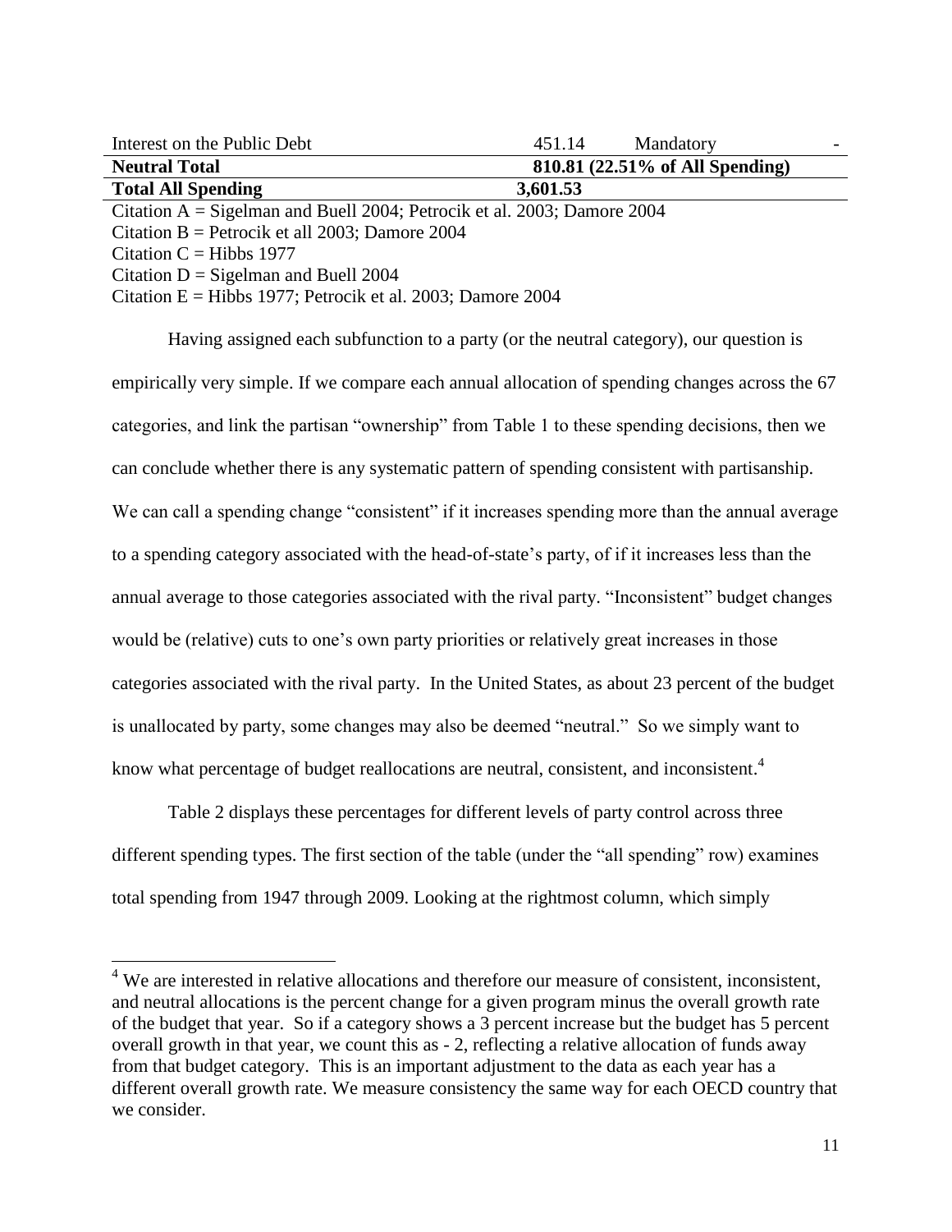| | | | |
|---|---|---|---|
| Interest on the Public Debt | 451.14 | Mandatory | - |
| **Neutral Total** | **810.81 (22.51% of All Spending)** | | |
| **Total All Spending** | **3,601.53** | | |

Citation A = Sigelman and Buell 2004; Petrocik et al. 2003; Damore 2004
Citation B = Petrocik et all 2003; Damore 2004
Citation C = Hibbs 1977
Citation D = Sigelman and Buell 2004
Citation E = Hibbs 1977; Petrocik et al. 2003; Damore 2004

Having assigned each subfunction to a party (or the neutral category), our question is empirically very simple. If we compare each annual allocation of spending changes across the 67 categories, and link the partisan "ownership" from Table 1 to these spending decisions, then we can conclude whether there is any systematic pattern of spending consistent with partisanship. We can call a spending change "consistent" if it increases spending more than the annual average to a spending category associated with the head-of-state's party, of if it increases less than the annual average to those categories associated with the rival party. "Inconsistent" budget changes would be (relative) cuts to one's own party priorities or relatively great increases in those categories associated with the rival party. In the United States, as about 23 percent of the budget is unallocated by party, some changes may also be deemed "neutral." So we simply want to know what percentage of budget reallocations are neutral, consistent, and inconsistent.[4]

Table 2 displays these percentages for different levels of party control across three different spending types. The first section of the table (under the "all spending" row) examines total spending from 1947 through 2009. Looking at the rightmost column, which simply

[4] We are interested in relative allocations and therefore our measure of consistent, inconsistent, and neutral allocations is the percent change for a given program minus the overall growth rate of the budget that year. So if a category shows a 3 percent increase but the budget has 5 percent overall growth in that year, we count this as - 2, reflecting a relative allocation of funds away from that budget category. This is an important adjustment to the data as each year has a different overall growth rate. We measure consistency the same way for each OECD country that we consider.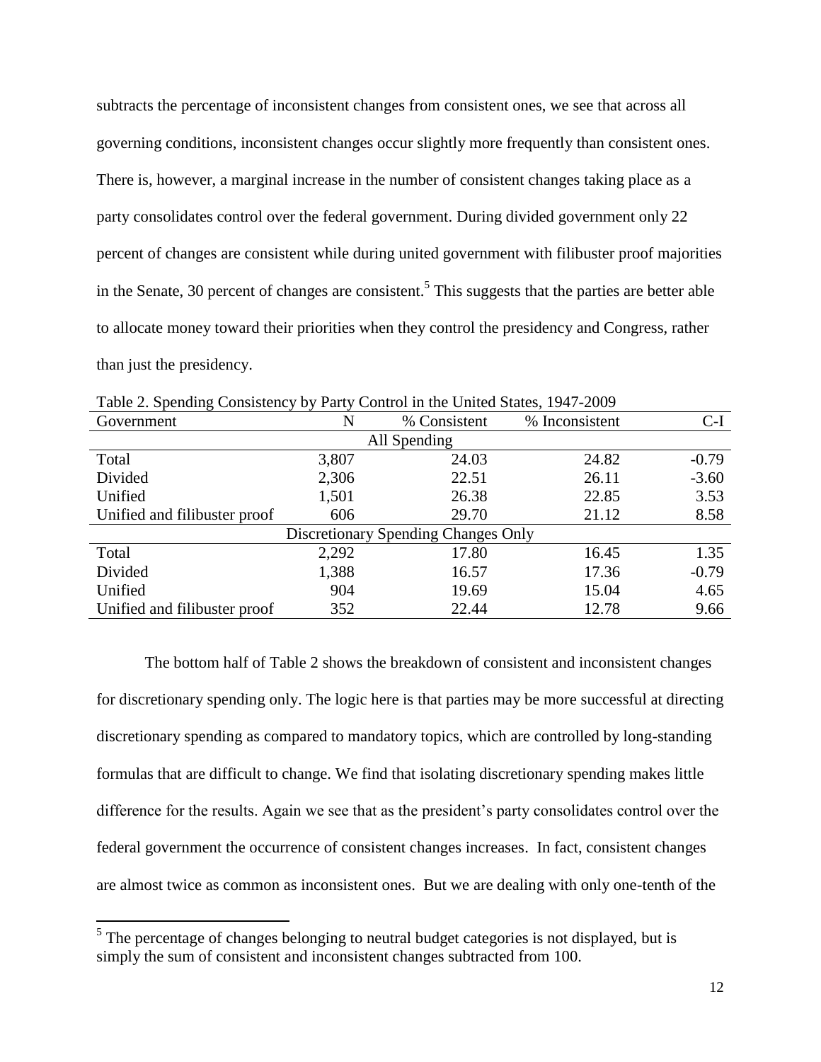subtracts the percentage of inconsistent changes from consistent ones, we see that across all governing conditions, inconsistent changes occur slightly more frequently than consistent ones. There is, however, a marginal increase in the number of consistent changes taking place as a party consolidates control over the federal government. During divided government only 22 percent of changes are consistent while during united government with filibuster proof majorities in the Senate, 30 percent of changes are consistent.[5] This suggests that the parties are better able to allocate money toward their priorities when they control the presidency and Congress, rather than just the presidency.

Table 2. Spending Consistency by Party Control in the United States, 1947-2009

| Government | N | % Consistent | % Inconsistent | C-I |
|---|---|---|---|---|
| | | All Spending | | |
| Total | 3,807 | 24.03 | 24.82 | -0.79 |
| Divided | 2,306 | 22.51 | 26.11 | -3.60 |
| Unified | 1,501 | 26.38 | 22.85 | 3.53 |
| Unified and filibuster proof | 606 | 29.70 | 21.12 | 8.58 |
| | | Discretionary Spending Changes Only | | |
| Total | 2,292 | 17.80 | 16.45 | 1.35 |
| Divided | 1,388 | 16.57 | 17.36 | -0.79 |
| Unified | 904 | 19.69 | 15.04 | 4.65 |
| Unified and filibuster proof | 352 | 22.44 | 12.78 | 9.66 |

The bottom half of Table 2 shows the breakdown of consistent and inconsistent changes for discretionary spending only. The logic here is that parties may be more successful at directing discretionary spending as compared to mandatory topics, which are controlled by long-standing formulas that are difficult to change. We find that isolating discretionary spending makes little difference for the results. Again we see that as the president's party consolidates control over the federal government the occurrence of consistent changes increases. In fact, consistent changes are almost twice as common as inconsistent ones. But we are dealing with only one-tenth of the

[5] The percentage of changes belonging to neutral budget categories is not displayed, but is simply the sum of consistent and inconsistent changes subtracted from 100.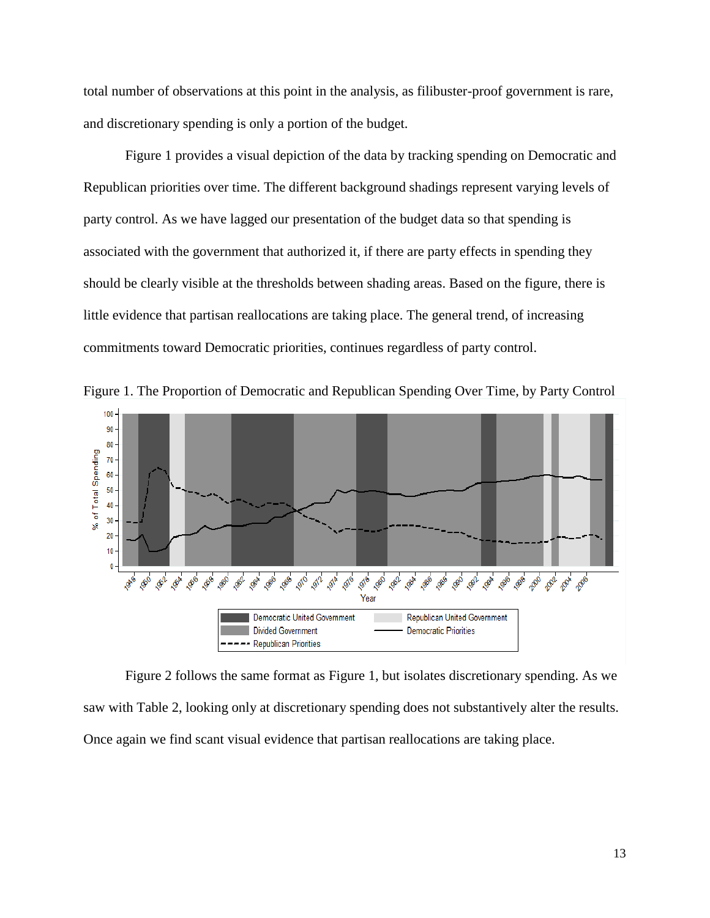total number of observations at this point in the analysis, as filibuster-proof government is rare, and discretionary spending is only a portion of the budget.

Figure 1 provides a visual depiction of the data by tracking spending on Democratic and Republican priorities over time. The different background shadings represent varying levels of party control. As we have lagged our presentation of the budget data so that spending is associated with the government that authorized it, if there are party effects in spending they should be clearly visible at the thresholds between shading areas. Based on the figure, there is little evidence that partisan reallocations are taking place. The general trend, of increasing commitments toward Democratic priorities, continues regardless of party control.

Figure 1. The Proportion of Democratic and Republican Spending Over Time, by Party Control

Figure 2 follows the same format as Figure 1, but isolates discretionary spending. As we saw with Table 2, looking only at discretionary spending does not substantively alter the results. Once again we find scant visual evidence that partisan reallocations are taking place.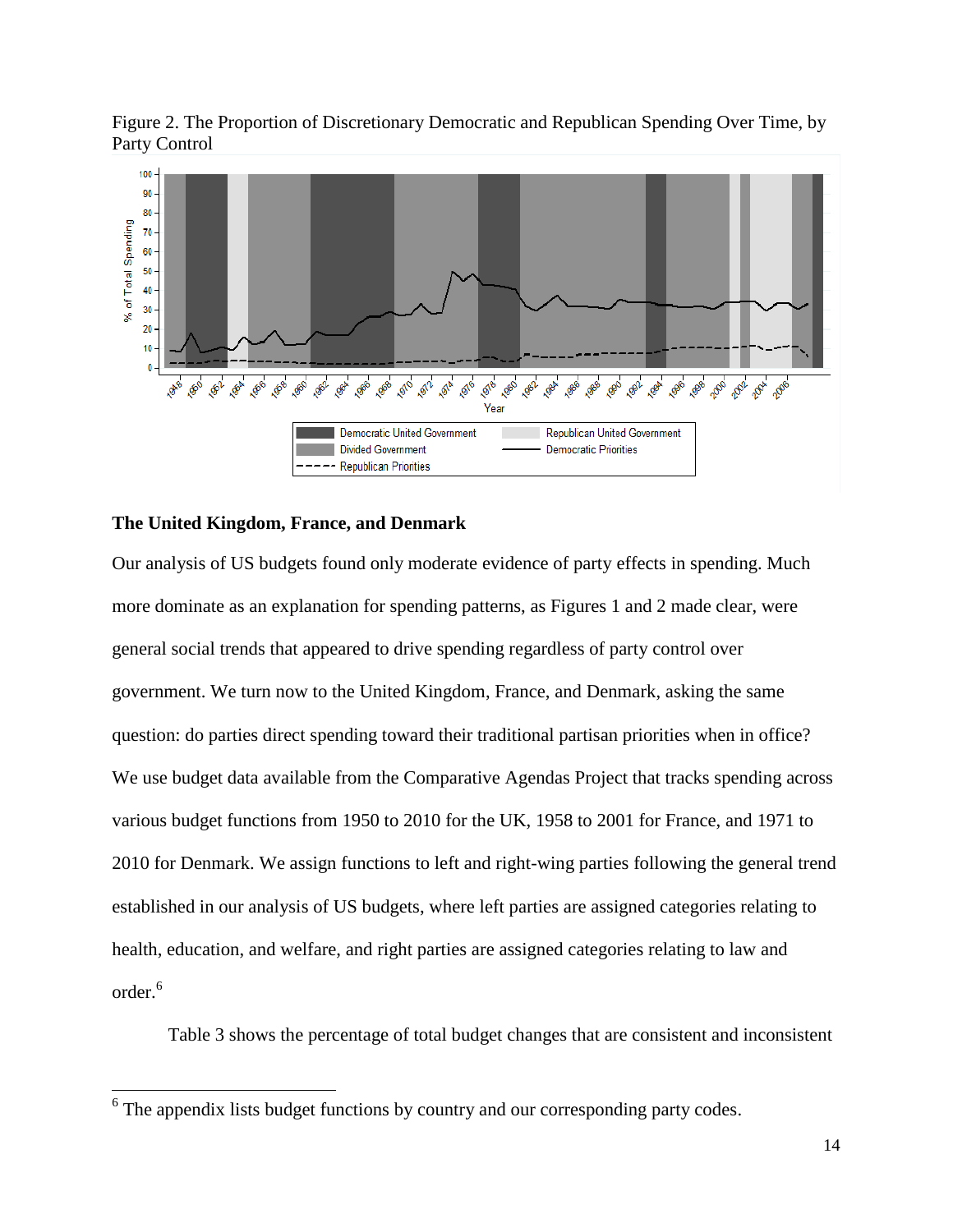Figure 2. The Proportion of Discretionary Democratic and Republican Spending Over Time, by Party Control

### The United Kingdom, France, and Denmark

Our analysis of US budgets found only moderate evidence of party effects in spending. Much more dominate as an explanation for spending patterns, as Figures 1 and 2 made clear, were general social trends that appeared to drive spending regardless of party control over government. We turn now to the United Kingdom, France, and Denmark, asking the same question: do parties direct spending toward their traditional partisan priorities when in office? We use budget data available from the Comparative Agendas Project that tracks spending across various budget functions from 1950 to 2010 for the UK, 1958 to 2001 for France, and 1971 to 2010 for Denmark. We assign functions to left and right-wing parties following the general trend established in our analysis of US budgets, where left parties are assigned categories relating to health, education, and welfare, and right parties are assigned categories relating to law and order.[6]

Table 3 shows the percentage of total budget changes that are consistent and inconsistent

[6] The appendix lists budget functions by country and our corresponding party codes.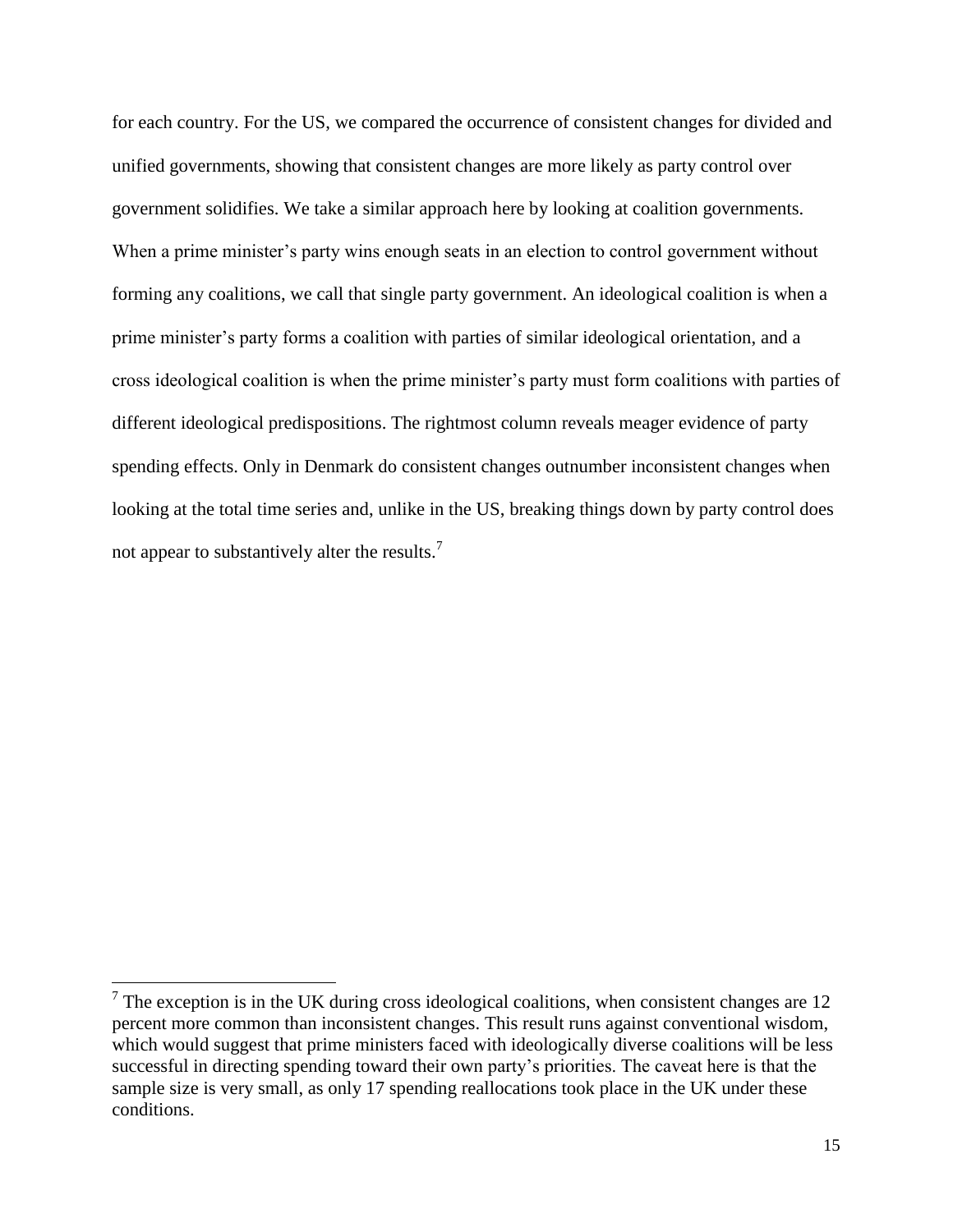for each country. For the US, we compared the occurrence of consistent changes for divided and unified governments, showing that consistent changes are more likely as party control over government solidifies. We take a similar approach here by looking at coalition governments. When a prime minister's party wins enough seats in an election to control government without forming any coalitions, we call that single party government. An ideological coalition is when a prime minister's party forms a coalition with parties of similar ideological orientation, and a cross ideological coalition is when the prime minister's party must form coalitions with parties of different ideological predispositions. The rightmost column reveals meager evidence of party spending effects. Only in Denmark do consistent changes outnumber inconsistent changes when looking at the total time series and, unlike in the US, breaking things down by party control does not appear to substantively alter the results.[7]

[7] The exception is in the UK during cross ideological coalitions, when consistent changes are 12 percent more common than inconsistent changes. This result runs against conventional wisdom, which would suggest that prime ministers faced with ideologically diverse coalitions will be less successful in directing spending toward their own party's priorities. The caveat here is that the sample size is very small, as only 17 spending reallocations took place in the UK under these conditions.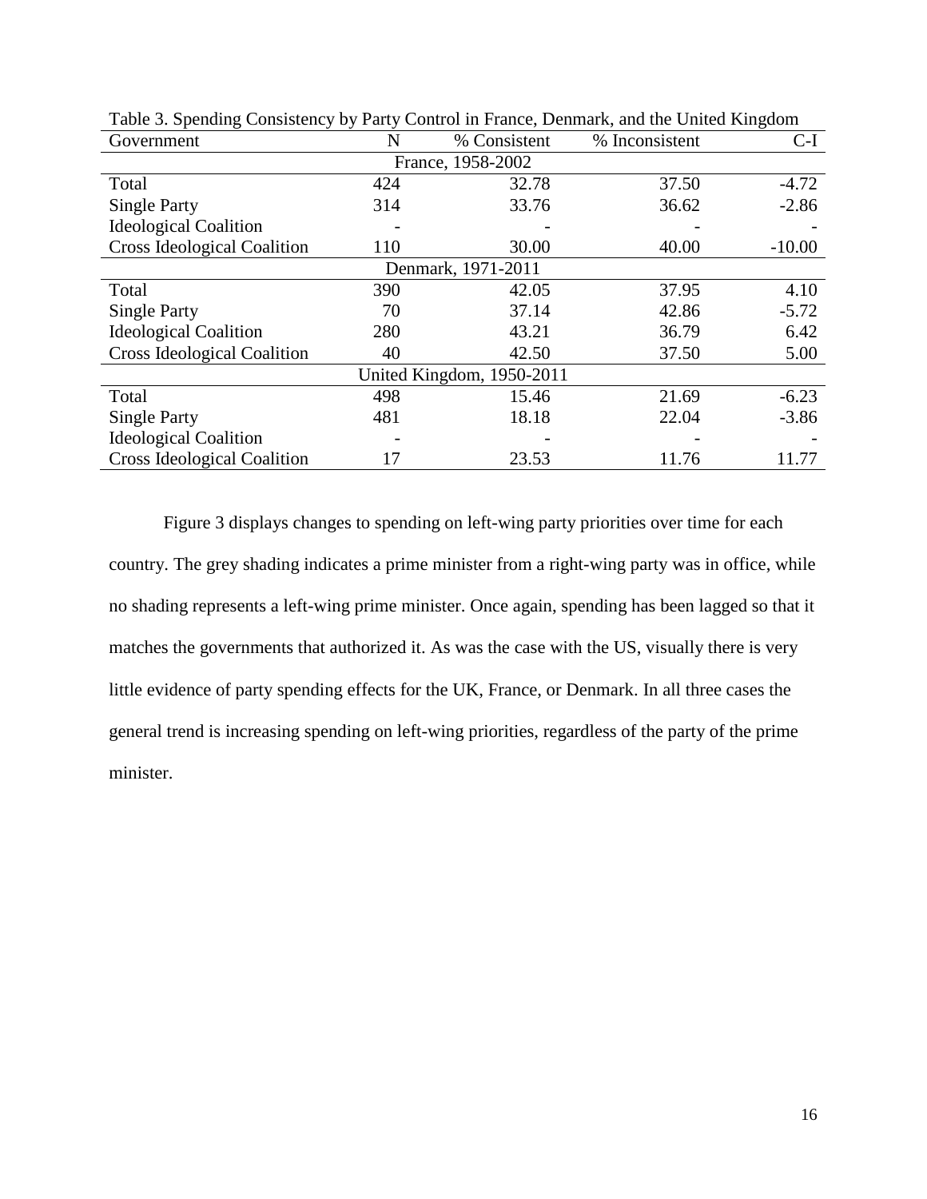Table 3. Spending Consistency by Party Control in France, Denmark, and the United Kingdom

| Government | N | % Consistent | % Inconsistent | C-I |
|---|---|---|---|---|
| France, 1958-2002 | | | | |
| Total | 424 | 32.78 | 37.50 | -4.72 |
| Single Party | 314 | 33.76 | 36.62 | -2.86 |
| Ideological Coalition | - | - | - | - |
| Cross Ideological Coalition | 110 | 30.00 | 40.00 | -10.00 |
| Denmark, 1971-2011 | | | | |
| Total | 390 | 42.05 | 37.95 | 4.10 |
| Single Party | 70 | 37.14 | 42.86 | -5.72 |
| Ideological Coalition | 280 | 43.21 | 36.79 | 6.42 |
| Cross Ideological Coalition | 40 | 42.50 | 37.50 | 5.00 |
| United Kingdom, 1950-2011 | | | | |
| Total | 498 | 15.46 | 21.69 | -6.23 |
| Single Party | 481 | 18.18 | 22.04 | -3.86 |
| Ideological Coalition | - | - | - | - |
| Cross Ideological Coalition | 17 | 23.53 | 11.76 | 11.77 |

Figure 3 displays changes to spending on left-wing party priorities over time for each country. The grey shading indicates a prime minister from a right-wing party was in office, while no shading represents a left-wing prime minister. Once again, spending has been lagged so that it matches the governments that authorized it. As was the case with the US, visually there is very little evidence of party spending effects for the UK, France, or Denmark. In all three cases the general trend is increasing spending on left-wing priorities, regardless of the party of the prime minister.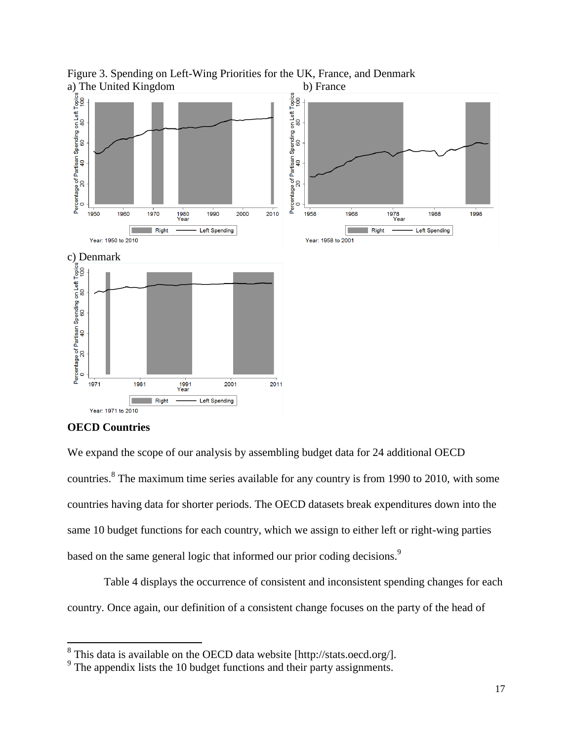Figure 3. Spending on Left-Wing Priorities for the UK, France, and Denmark

a) The United Kingdom

b) France

c) Denmark

## OECD Countries

We expand the scope of our analysis by assembling budget data for 24 additional OECD countries.[8] The maximum time series available for any country is from 1990 to 2010, with some countries having data for shorter periods. The OECD datasets break expenditures down into the same 10 budget functions for each country, which we assign to either left or right-wing parties based on the same general logic that informed our prior coding decisions.[9]

Table 4 displays the occurrence of consistent and inconsistent spending changes for each country. Once again, our definition of a consistent change focuses on the party of the head of

---

[8] This data is available on the OECD data website [http://stats.oecd.org/].

[9] The appendix lists the 10 budget functions and their party assignments.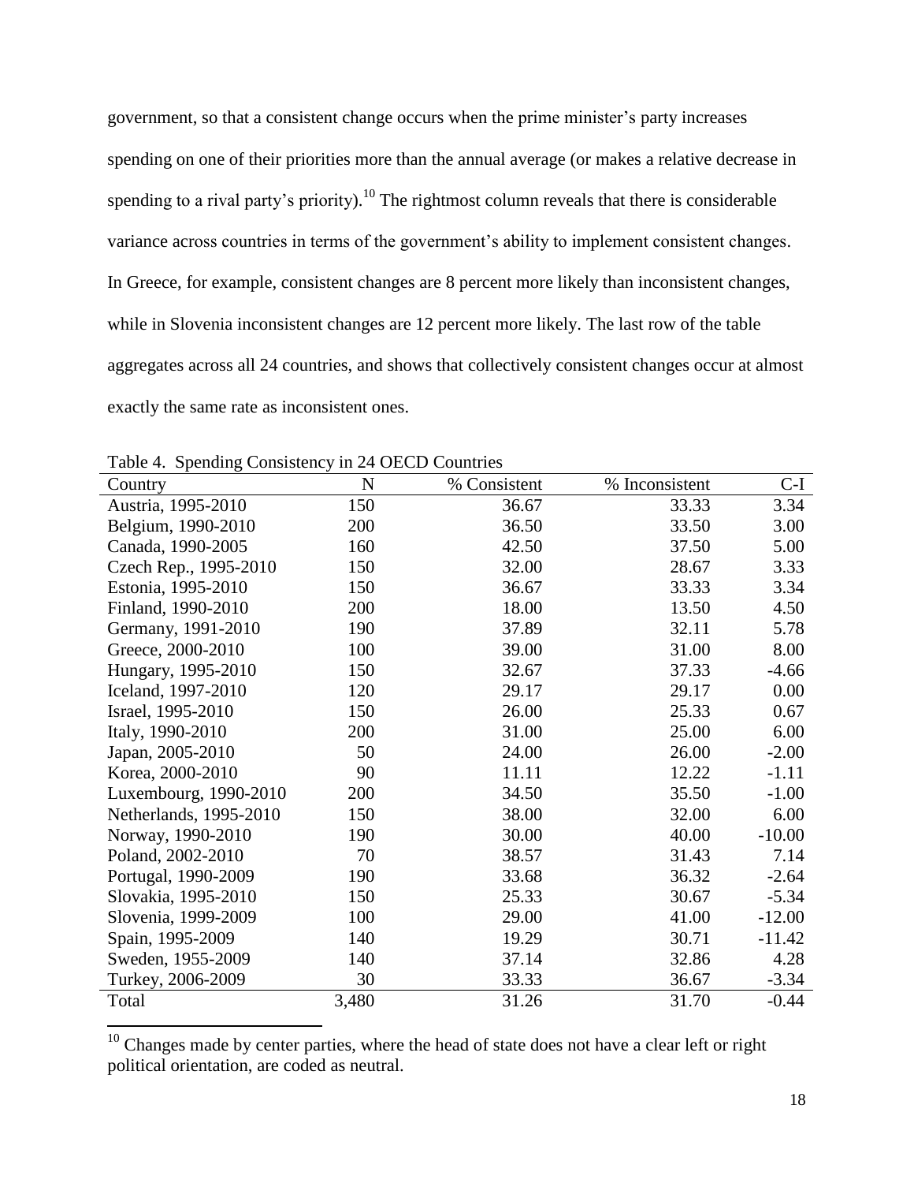government, so that a consistent change occurs when the prime minister's party increases spending on one of their priorities more than the annual average (or makes a relative decrease in spending to a rival party's priority).[10] The rightmost column reveals that there is considerable variance across countries in terms of the government's ability to implement consistent changes. In Greece, for example, consistent changes are 8 percent more likely than inconsistent changes, while in Slovenia inconsistent changes are 12 percent more likely. The last row of the table aggregates across all 24 countries, and shows that collectively consistent changes occur at almost exactly the same rate as inconsistent ones.

Table 4. Spending Consistency in 24 OECD Countries

| Country | N | % Consistent | % Inconsistent | C-I |
|---|---|---|---|---|
| Austria, 1995-2010 | 150 | 36.67 | 33.33 | 3.34 |
| Belgium, 1990-2010 | 200 | 36.50 | 33.50 | 3.00 |
| Canada, 1990-2005 | 160 | 42.50 | 37.50 | 5.00 |
| Czech Rep., 1995-2010 | 150 | 32.00 | 28.67 | 3.33 |
| Estonia, 1995-2010 | 150 | 36.67 | 33.33 | 3.34 |
| Finland, 1990-2010 | 200 | 18.00 | 13.50 | 4.50 |
| Germany, 1991-2010 | 190 | 37.89 | 32.11 | 5.78 |
| Greece, 2000-2010 | 100 | 39.00 | 31.00 | 8.00 |
| Hungary, 1995-2010 | 150 | 32.67 | 37.33 | -4.66 |
| Iceland, 1997-2010 | 120 | 29.17 | 29.17 | 0.00 |
| Israel, 1995-2010 | 150 | 26.00 | 25.33 | 0.67 |
| Italy, 1990-2010 | 200 | 31.00 | 25.00 | 6.00 |
| Japan, 2005-2010 | 50 | 24.00 | 26.00 | -2.00 |
| Korea, 2000-2010 | 90 | 11.11 | 12.22 | -1.11 |
| Luxembourg, 1990-2010 | 200 | 34.50 | 35.50 | -1.00 |
| Netherlands, 1995-2010 | 150 | 38.00 | 32.00 | 6.00 |
| Norway, 1990-2010 | 190 | 30.00 | 40.00 | -10.00 |
| Poland, 2002-2010 | 70 | 38.57 | 31.43 | 7.14 |
| Portugal, 1990-2009 | 190 | 33.68 | 36.32 | -2.64 |
| Slovakia, 1995-2010 | 150 | 25.33 | 30.67 | -5.34 |
| Slovenia, 1999-2009 | 100 | 29.00 | 41.00 | -12.00 |
| Spain, 1995-2009 | 140 | 19.29 | 30.71 | -11.42 |
| Sweden, 1955-2009 | 140 | 37.14 | 32.86 | 4.28 |
| Turkey, 2006-2009 | 30 | 33.33 | 36.67 | -3.34 |
| Total | 3,480 | 31.26 | 31.70 | -0.44 |

[10] Changes made by center parties, where the head of state does not have a clear left or right political orientation, are coded as neutral.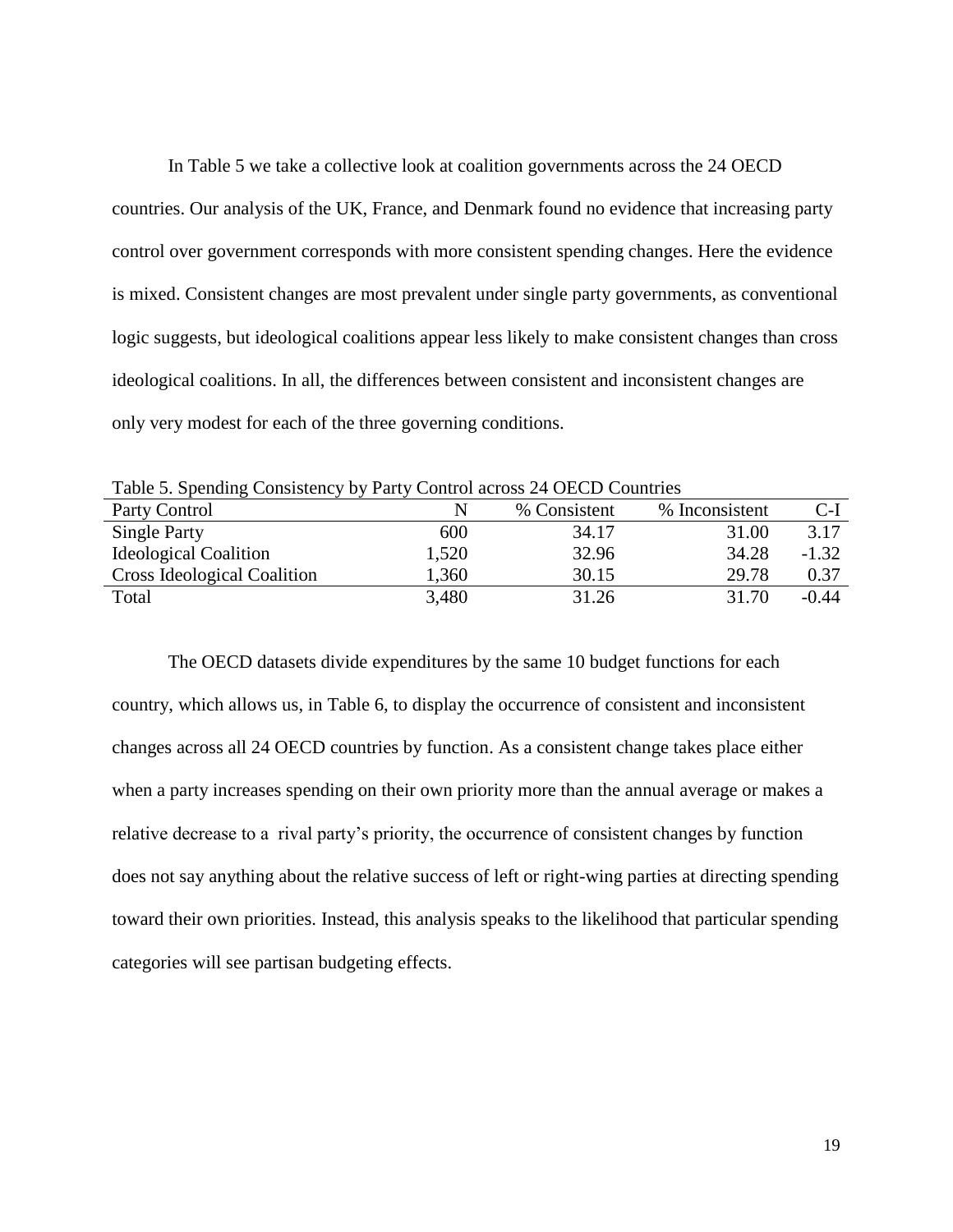In Table 5 we take a collective look at coalition governments across the 24 OECD countries. Our analysis of the UK, France, and Denmark found no evidence that increasing party control over government corresponds with more consistent spending changes. Here the evidence is mixed. Consistent changes are most prevalent under single party governments, as conventional logic suggests, but ideological coalitions appear less likely to make consistent changes than cross ideological coalitions. In all, the differences between consistent and inconsistent changes are only very modest for each of the three governing conditions.

Table 5. Spending Consistency by Party Control across 24 OECD Countries

| Party Control | N | % Consistent | % Inconsistent | C-I |
| --- | --- | --- | --- | --- |
| Single Party | 600 | 34.17 | 31.00 | 3.17 |
| Ideological Coalition | 1,520 | 32.96 | 34.28 | -1.32 |
| Cross Ideological Coalition | 1,360 | 30.15 | 29.78 | 0.37 |
| Total | 3,480 | 31.26 | 31.70 | -0.44 |

The OECD datasets divide expenditures by the same 10 budget functions for each country, which allows us, in Table 6, to display the occurrence of consistent and inconsistent changes across all 24 OECD countries by function. As a consistent change takes place either when a party increases spending on their own priority more than the annual average or makes a relative decrease to a rival party's priority, the occurrence of consistent changes by function does not say anything about the relative success of left or right-wing parties at directing spending toward their own priorities. Instead, this analysis speaks to the likelihood that particular spending categories will see partisan budgeting effects.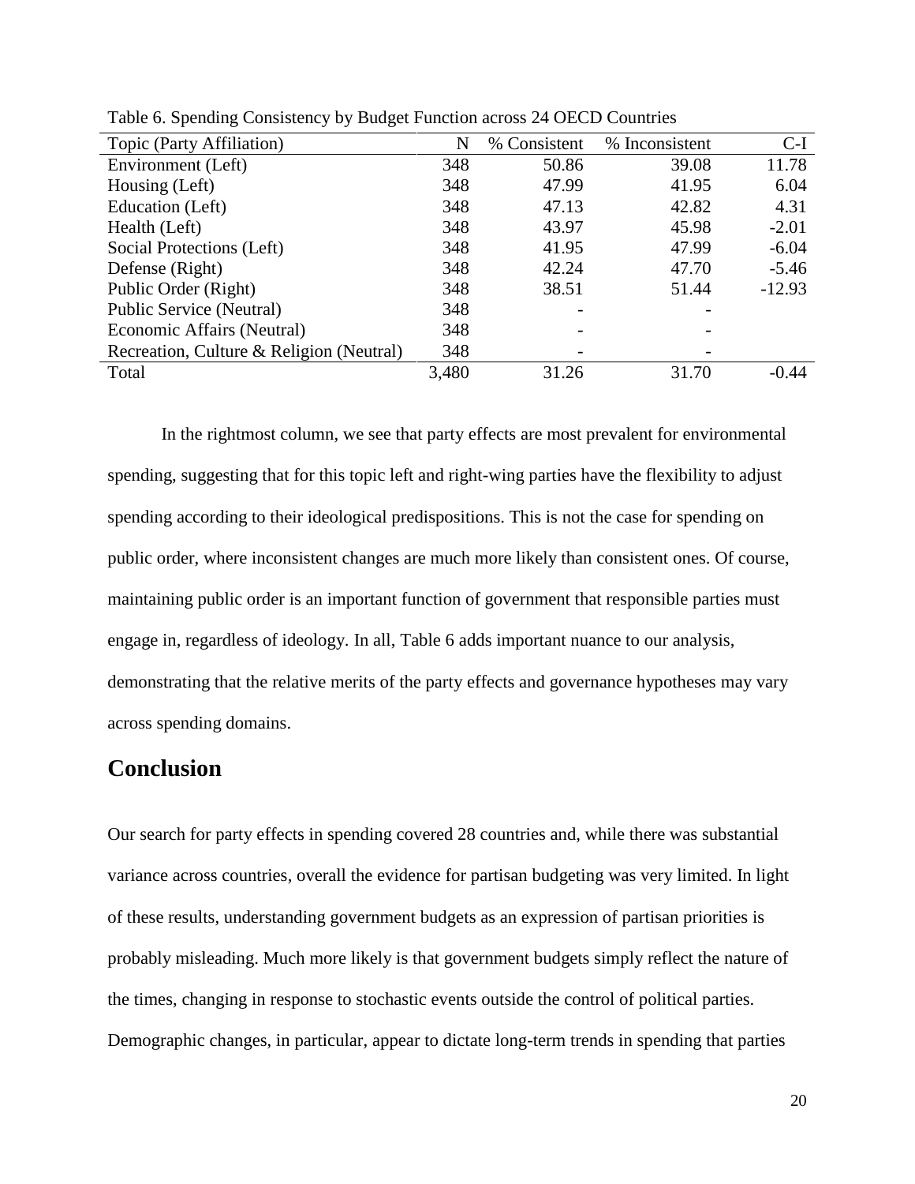Table 6. Spending Consistency by Budget Function across 24 OECD Countries

| Topic (Party Affiliation) | N | % Consistent | % Inconsistent | C-I |
|---|---|---|---|---|
| Environment (Left) | 348 | 50.86 | 39.08 | 11.78 |
| Housing (Left) | 348 | 47.99 | 41.95 | 6.04 |
| Education (Left) | 348 | 47.13 | 42.82 | 4.31 |
| Health (Left) | 348 | 43.97 | 45.98 | -2.01 |
| Social Protections (Left) | 348 | 41.95 | 47.99 | -6.04 |
| Defense (Right) | 348 | 42.24 | 47.70 | -5.46 |
| Public Order (Right) | 348 | 38.51 | 51.44 | -12.93 |
| Public Service (Neutral) | 348 | - | - | |
| Economic Affairs (Neutral) | 348 | - | - | |
| Recreation, Culture & Religion (Neutral) | 348 | - | - | |
| Total | 3,480 | 31.26 | 31.70 | -0.44 |

In the rightmost column, we see that party effects are most prevalent for environmental spending, suggesting that for this topic left and right-wing parties have the flexibility to adjust spending according to their ideological predispositions. This is not the case for spending on public order, where inconsistent changes are much more likely than consistent ones. Of course, maintaining public order is an important function of government that responsible parties must engage in, regardless of ideology. In all, Table 6 adds important nuance to our analysis, demonstrating that the relative merits of the party effects and governance hypotheses may vary across spending domains.

## Conclusion

Our search for party effects in spending covered 28 countries and, while there was substantial variance across countries, overall the evidence for partisan budgeting was very limited. In light of these results, understanding government budgets as an expression of partisan priorities is probably misleading. Much more likely is that government budgets simply reflect the nature of the times, changing in response to stochastic events outside the control of political parties. Demographic changes, in particular, appear to dictate long-term trends in spending that parties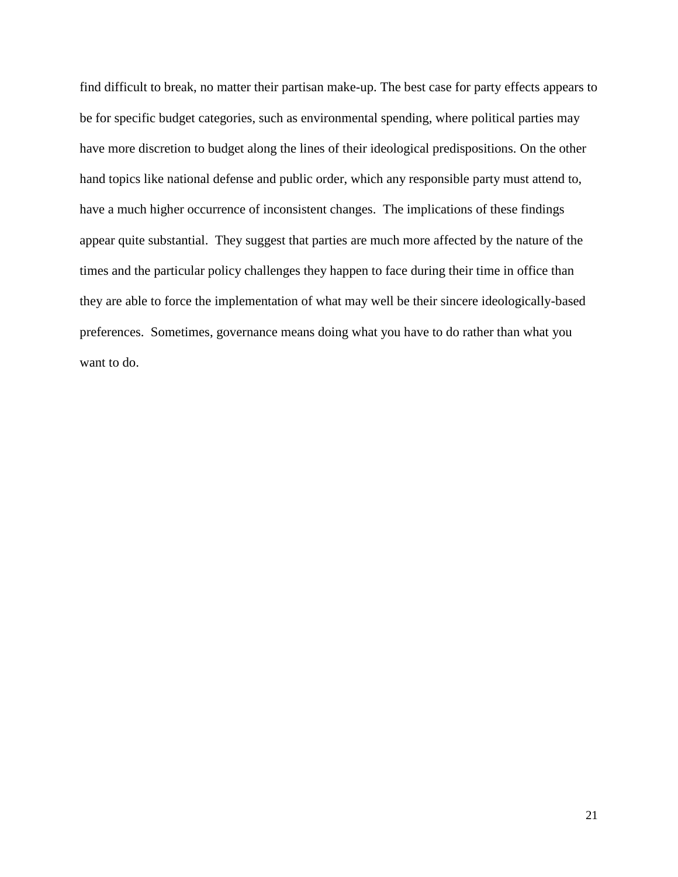find difficult to break, no matter their partisan make-up. The best case for party effects appears to be for specific budget categories, such as environmental spending, where political parties may have more discretion to budget along the lines of their ideological predispositions. On the other hand topics like national defense and public order, which any responsible party must attend to, have a much higher occurrence of inconsistent changes. The implications of these findings appear quite substantial. They suggest that parties are much more affected by the nature of the times and the particular policy challenges they happen to face during their time in office than they are able to force the implementation of what may well be their sincere ideologically-based preferences. Sometimes, governance means doing what you have to do rather than what you want to do.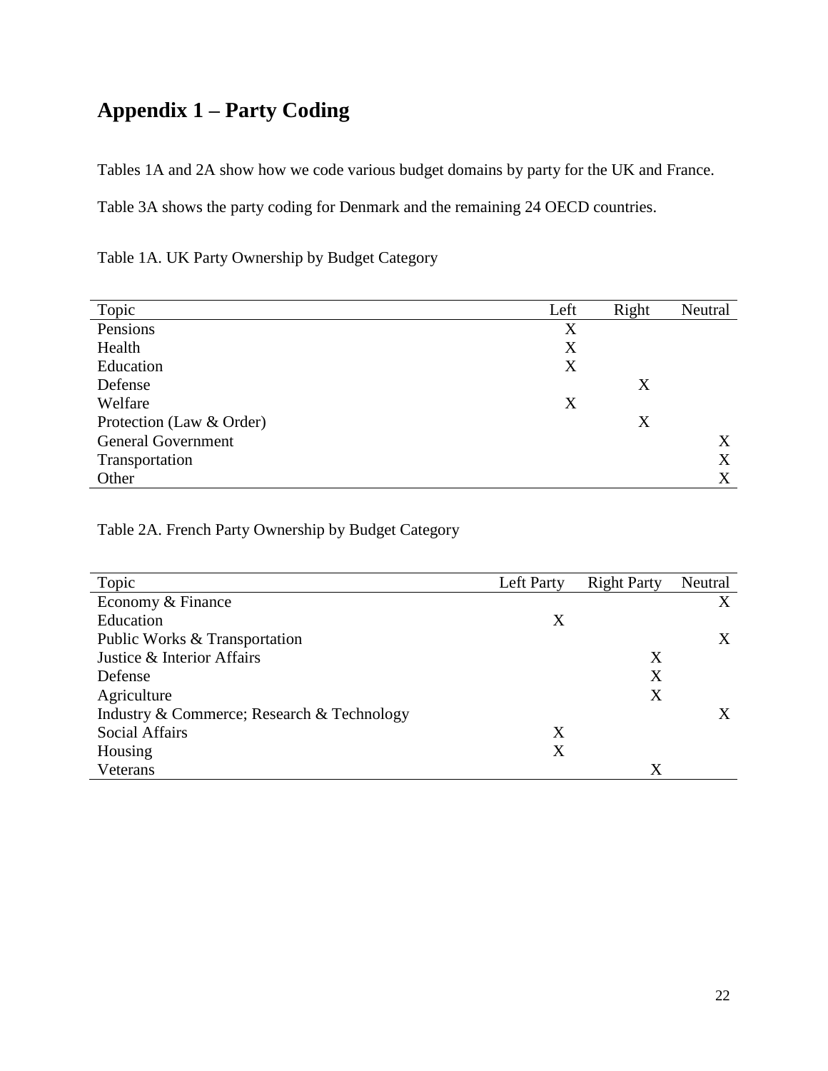## Appendix 1 – Party Coding

Tables 1A and 2A show how we code various budget domains by party for the UK and France.

Table 3A shows the party coding for Denmark and the remaining 24 OECD countries.

Table 1A. UK Party Ownership by Budget Category

| Topic | Left | Right | Neutral |
|---|---|---|---|
| Pensions | X | | |
| Health | X | | |
| Education | X | | |
| Defense | | X | |
| Welfare | X | | |
| Protection (Law & Order) | | X | |
| General Government | | | X |
| Transportation | | | X |
| Other | | | X |

Table 2A. French Party Ownership by Budget Category

| Topic | Left Party | Right Party | Neutral |
|---|---|---|---|
| Economy & Finance | | | X |
| Education | X | | |
| Public Works & Transportation | | | X |
| Justice & Interior Affairs | | X | |
| Defense | | X | |
| Agriculture | | X | |
| Industry & Commerce; Research & Technology | | | X |
| Social Affairs | X | | |
| Housing | X | | |
| Veterans | | X | |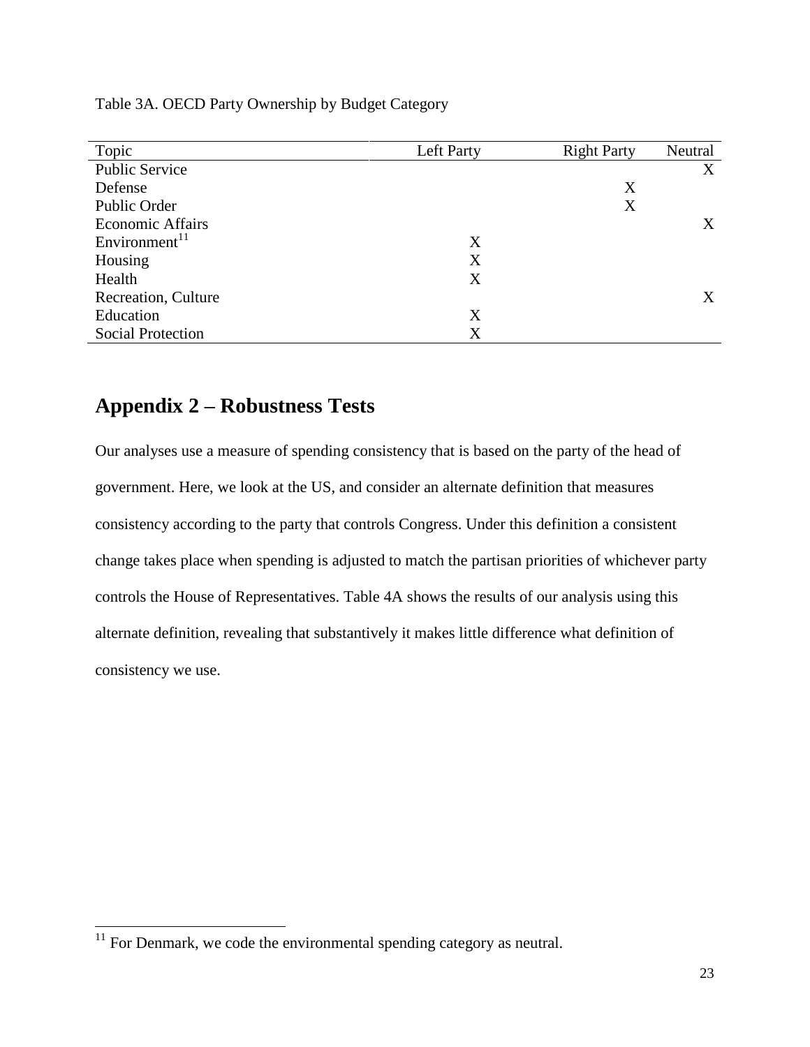Table 3A. OECD Party Ownership by Budget Category

| Topic | Left Party | Right Party | Neutral |
|---|---|---|---|
| Public Service | | | X |
| Defense | | X | |
| Public Order | | X | |
| Economic Affairs | | | X |
| Environment[11] | X | | |
| Housing | X | | |
| Health | X | | |
| Recreation, Culture | | | X |
| Education | X | | |
| Social Protection | X | | |

## Appendix 2 – Robustness Tests

Our analyses use a measure of spending consistency that is based on the party of the head of government. Here, we look at the US, and consider an alternate definition that measures consistency according to the party that controls Congress. Under this definition a consistent change takes place when spending is adjusted to match the partisan priorities of whichever party controls the House of Representatives. Table 4A shows the results of our analysis using this alternate definition, revealing that substantively it makes little difference what definition of consistency we use.

[11] For Denmark, we code the environmental spending category as neutral.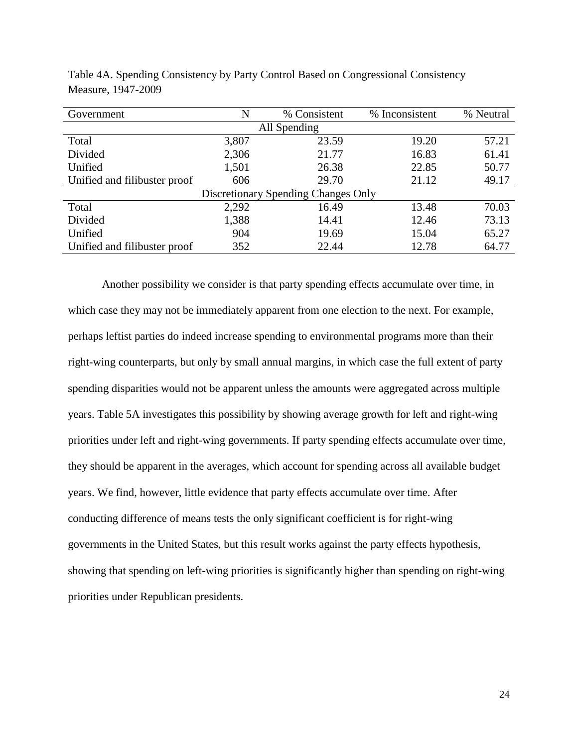Table 4A. Spending Consistency by Party Control Based on Congressional Consistency Measure, 1947-2009

| Government | N | % Consistent | % Inconsistent | % Neutral |
|---|---|---|---|---|
| | | All Spending | | |
| Total | 3,807 | 23.59 | 19.20 | 57.21 |
| Divided | 2,306 | 21.77 | 16.83 | 61.41 |
| Unified | 1,501 | 26.38 | 22.85 | 50.77 |
| Unified and filibuster proof | 606 | 29.70 | 21.12 | 49.17 |
| | | Discretionary Spending Changes Only | | |
| Total | 2,292 | 16.49 | 13.48 | 70.03 |
| Divided | 1,388 | 14.41 | 12.46 | 73.13 |
| Unified | 904 | 19.69 | 15.04 | 65.27 |
| Unified and filibuster proof | 352 | 22.44 | 12.78 | 64.77 |

Another possibility we consider is that party spending effects accumulate over time, in which case they may not be immediately apparent from one election to the next. For example, perhaps leftist parties do indeed increase spending to environmental programs more than their right-wing counterparts, but only by small annual margins, in which case the full extent of party spending disparities would not be apparent unless the amounts were aggregated across multiple years. Table 5A investigates this possibility by showing average growth for left and right-wing priorities under left and right-wing governments. If party spending effects accumulate over time, they should be apparent in the averages, which account for spending across all available budget years. We find, however, little evidence that party effects accumulate over time. After conducting difference of means tests the only significant coefficient is for right-wing governments in the United States, but this result works against the party effects hypothesis, showing that spending on left-wing priorities is significantly higher than spending on right-wing priorities under Republican presidents.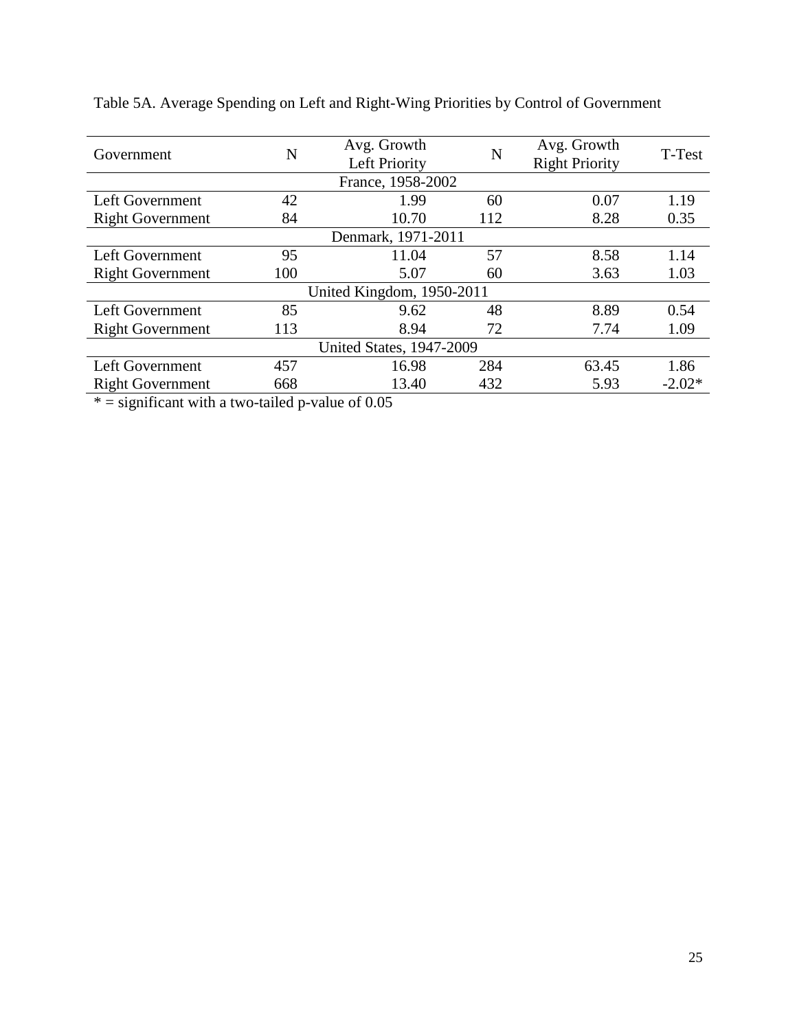Table 5A. Average Spending on Left and Right-Wing Priorities by Control of Government

| Government | N | Avg. Growth Left Priority | N | Avg. Growth Right Priority | T-Test |
|---|---|---|---|---|---|
| France, 1958-2002 | | | | | |
| Left Government | 42 | 1.99 | 60 | 0.07 | 1.19 |
| Right Government | 84 | 10.70 | 112 | 8.28 | 0.35 |
| Denmark, 1971-2011 | | | | | |
| Left Government | 95 | 11.04 | 57 | 8.58 | 1.14 |
| Right Government | 100 | 5.07 | 60 | 3.63 | 1.03 |
| United Kingdom, 1950-2011 | | | | | |
| Left Government | 85 | 9.62 | 48 | 8.89 | 0.54 |
| Right Government | 113 | 8.94 | 72 | 7.74 | 1.09 |
| United States, 1947-2009 | | | | | |
| Left Government | 457 | 16.98 | 284 | 63.45 | 1.86 |
| Right Government | 668 | 13.40 | 432 | 5.93 | -2.02* |

* = significant with a two-tailed p-value of 0.05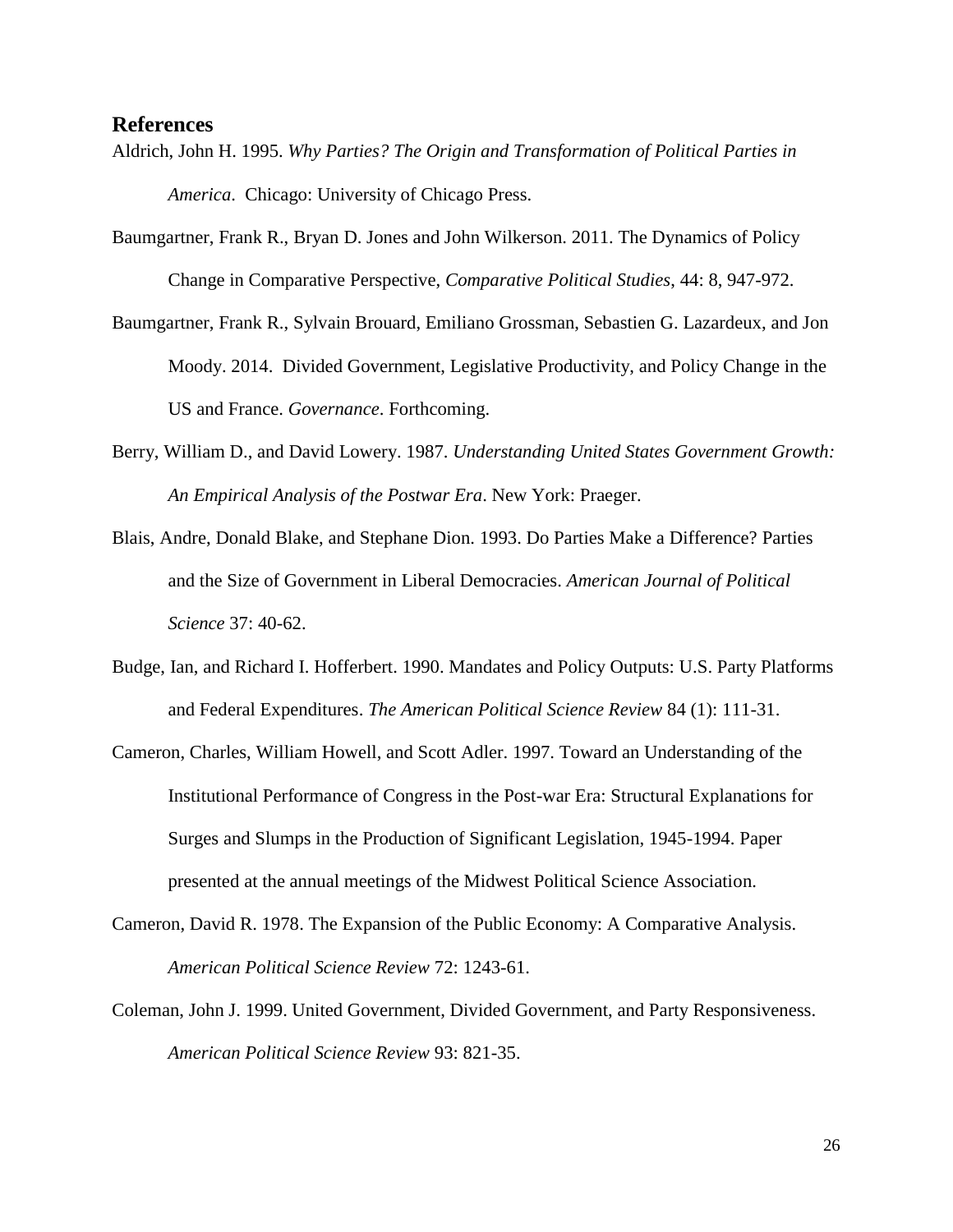## References

Aldrich, John H. 1995. *Why Parties? The Origin and Transformation of Political Parties in America*. Chicago: University of Chicago Press.

Baumgartner, Frank R., Bryan D. Jones and John Wilkerson. 2011. The Dynamics of Policy Change in Comparative Perspective, *Comparative Political Studies*, 44: 8, 947-972.

Baumgartner, Frank R., Sylvain Brouard, Emiliano Grossman, Sebastien G. Lazardeux, and Jon Moody. 2014. Divided Government, Legislative Productivity, and Policy Change in the US and France. *Governance*. Forthcoming.

Berry, William D., and David Lowery. 1987. *Understanding United States Government Growth: An Empirical Analysis of the Postwar Era*. New York: Praeger.

Blais, Andre, Donald Blake, and Stephane Dion. 1993. Do Parties Make a Difference? Parties and the Size of Government in Liberal Democracies. *American Journal of Political Science* 37: 40-62.

Budge, Ian, and Richard I. Hofferbert. 1990. Mandates and Policy Outputs: U.S. Party Platforms and Federal Expenditures. *The American Political Science Review* 84 (1): 111-31.

Cameron, Charles, William Howell, and Scott Adler. 1997. Toward an Understanding of the Institutional Performance of Congress in the Post-war Era: Structural Explanations for Surges and Slumps in the Production of Significant Legislation, 1945-1994. Paper presented at the annual meetings of the Midwest Political Science Association.

Cameron, David R. 1978. The Expansion of the Public Economy: A Comparative Analysis. *American Political Science Review* 72: 1243-61.

Coleman, John J. 1999. United Government, Divided Government, and Party Responsiveness. *American Political Science Review* 93: 821-35.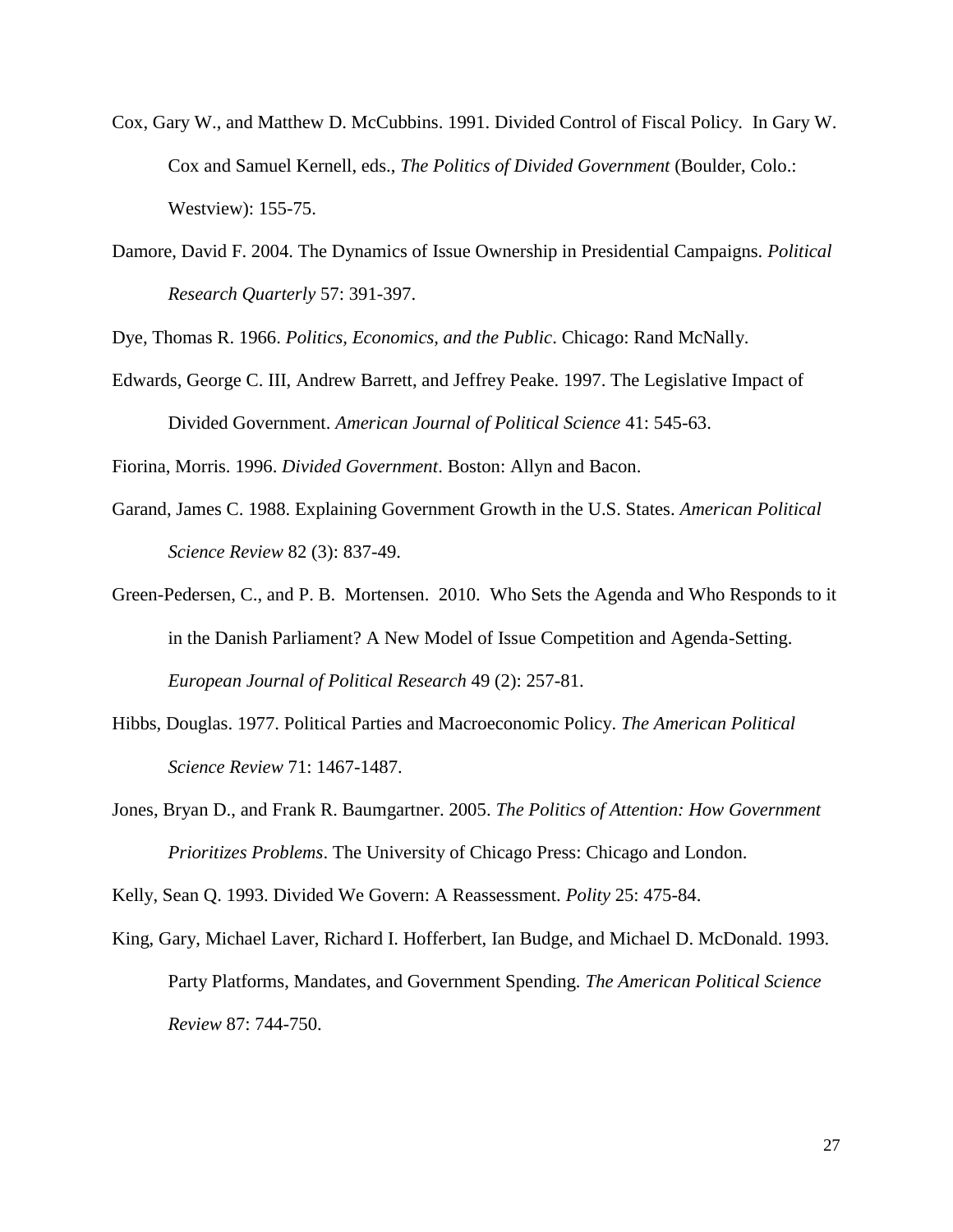Cox, Gary W., and Matthew D. McCubbins. 1991. Divided Control of Fiscal Policy. In Gary W. Cox and Samuel Kernell, eds., *The Politics of Divided Government* (Boulder, Colo.: Westview): 155-75.

Damore, David F. 2004. The Dynamics of Issue Ownership in Presidential Campaigns. *Political Research Quarterly* 57: 391-397.

Dye, Thomas R. 1966. *Politics, Economics, and the Public*. Chicago: Rand McNally.

Edwards, George C. III, Andrew Barrett, and Jeffrey Peake. 1997. The Legislative Impact of Divided Government. *American Journal of Political Science* 41: 545-63.

Fiorina, Morris. 1996. *Divided Government*. Boston: Allyn and Bacon.

Garand, James C. 1988. Explaining Government Growth in the U.S. States. *American Political Science Review* 82 (3): 837-49.

Green-Pedersen, C., and P. B. Mortensen. 2010. Who Sets the Agenda and Who Responds to it in the Danish Parliament? A New Model of Issue Competition and Agenda-Setting. *European Journal of Political Research* 49 (2): 257-81.

Hibbs, Douglas. 1977. Political Parties and Macroeconomic Policy. *The American Political Science Review* 71: 1467-1487.

Jones, Bryan D., and Frank R. Baumgartner. 2005. *The Politics of Attention: How Government Prioritizes Problems*. The University of Chicago Press: Chicago and London.

Kelly, Sean Q. 1993. Divided We Govern: A Reassessment. *Polity* 25: 475-84.

King, Gary, Michael Laver, Richard I. Hofferbert, Ian Budge, and Michael D. McDonald. 1993. Party Platforms, Mandates, and Government Spending. *The American Political Science Review* 87: 744-750.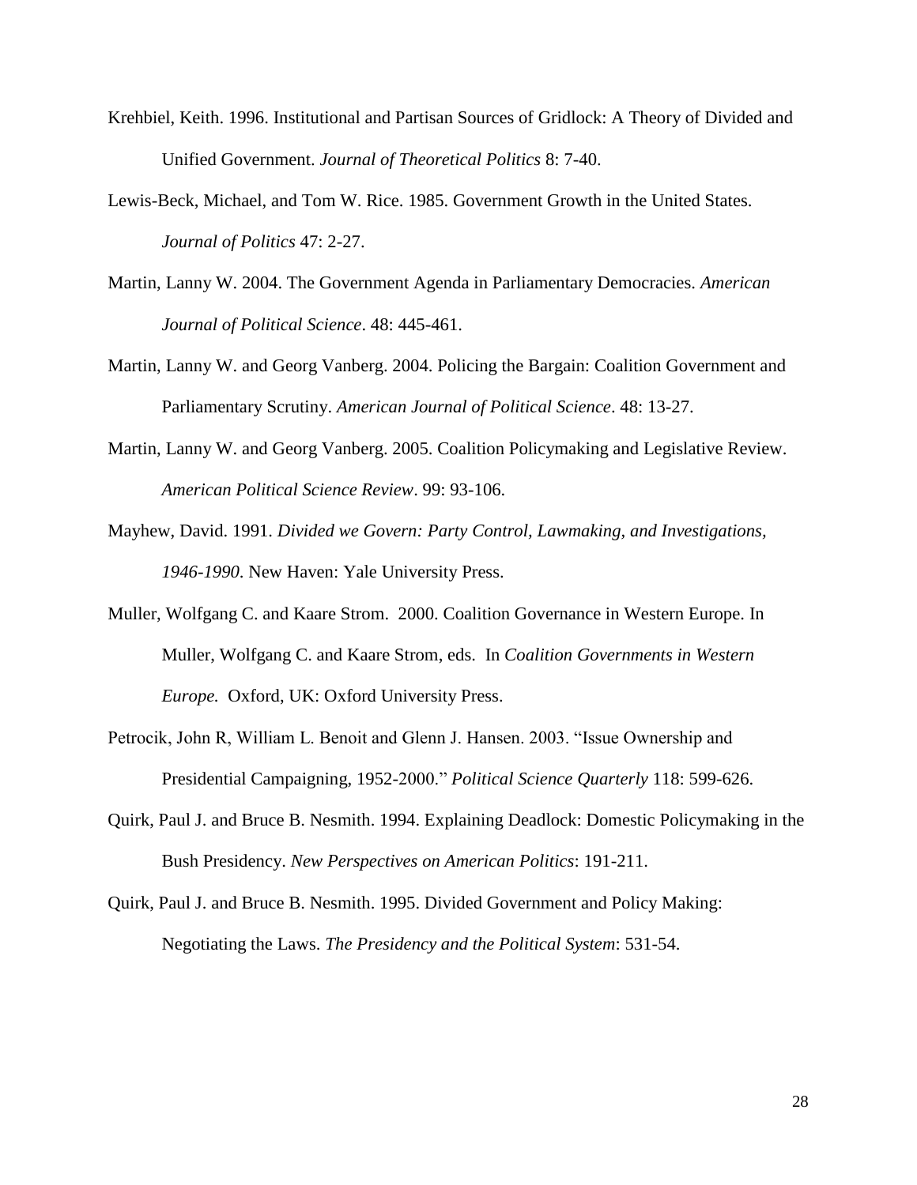Krehbiel, Keith. 1996. Institutional and Partisan Sources of Gridlock: A Theory of Divided and Unified Government. *Journal of Theoretical Politics* 8: 7-40.

Lewis-Beck, Michael, and Tom W. Rice. 1985. Government Growth in the United States. *Journal of Politics* 47: 2-27.

Martin, Lanny W. 2004. The Government Agenda in Parliamentary Democracies. *American Journal of Political Science*. 48: 445-461.

Martin, Lanny W. and Georg Vanberg. 2004. Policing the Bargain: Coalition Government and Parliamentary Scrutiny. *American Journal of Political Science*. 48: 13-27.

Martin, Lanny W. and Georg Vanberg. 2005. Coalition Policymaking and Legislative Review. *American Political Science Review*. 99: 93-106.

Mayhew, David. 1991. *Divided we Govern: Party Control, Lawmaking, and Investigations, 1946-1990*. New Haven: Yale University Press.

Muller, Wolfgang C. and Kaare Strom. 2000. Coalition Governance in Western Europe. In Muller, Wolfgang C. and Kaare Strom, eds. In *Coalition Governments in Western Europe.* Oxford, UK: Oxford University Press.

Petrocik, John R, William L. Benoit and Glenn J. Hansen. 2003. "Issue Ownership and Presidential Campaigning, 1952-2000." *Political Science Quarterly* 118: 599-626.

Quirk, Paul J. and Bruce B. Nesmith. 1994. Explaining Deadlock: Domestic Policymaking in the Bush Presidency. *New Perspectives on American Politics*: 191-211.

Quirk, Paul J. and Bruce B. Nesmith. 1995. Divided Government and Policy Making: Negotiating the Laws. *The Presidency and the Political System*: 531-54.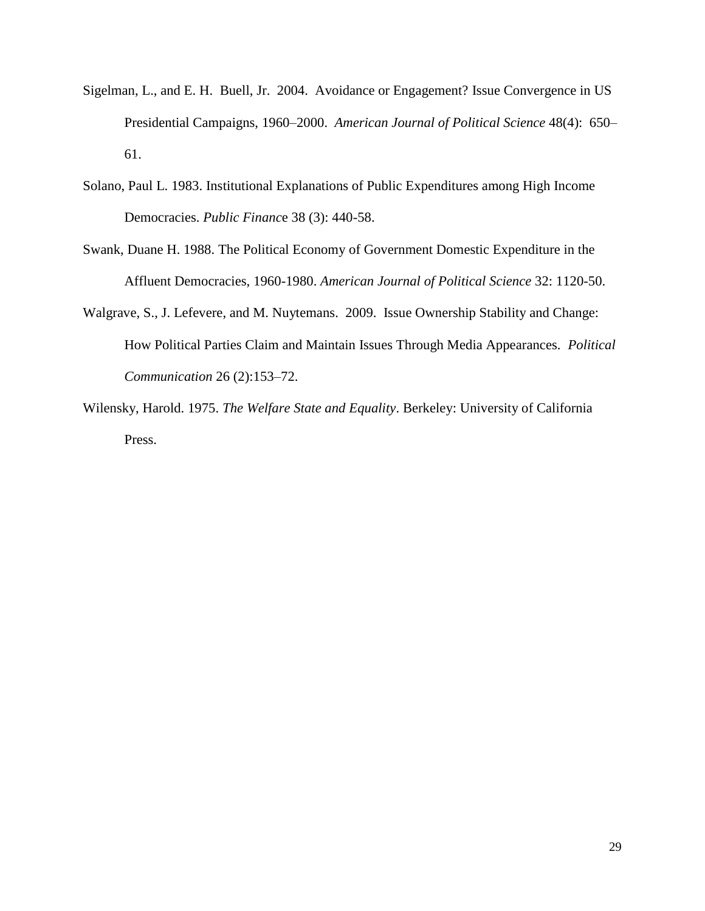Sigelman, L., and E. H. Buell, Jr. 2004. Avoidance or Engagement? Issue Convergence in US Presidential Campaigns, 1960–2000. *American Journal of Political Science* 48(4): 650–61.

Solano, Paul L. 1983. Institutional Explanations of Public Expenditures among High Income Democracies. *Public Financ*e 38 (3): 440-58.

Swank, Duane H. 1988. The Political Economy of Government Domestic Expenditure in the Affluent Democracies, 1960-1980. *American Journal of Political Science* 32: 1120-50.

Walgrave, S., J. Lefevere, and M. Nuytemans. 2009. Issue Ownership Stability and Change: How Political Parties Claim and Maintain Issues Through Media Appearances. *Political Communication* 26 (2):153–72.

Wilensky, Harold. 1975. *The Welfare State and Equality*. Berkeley: University of California Press.